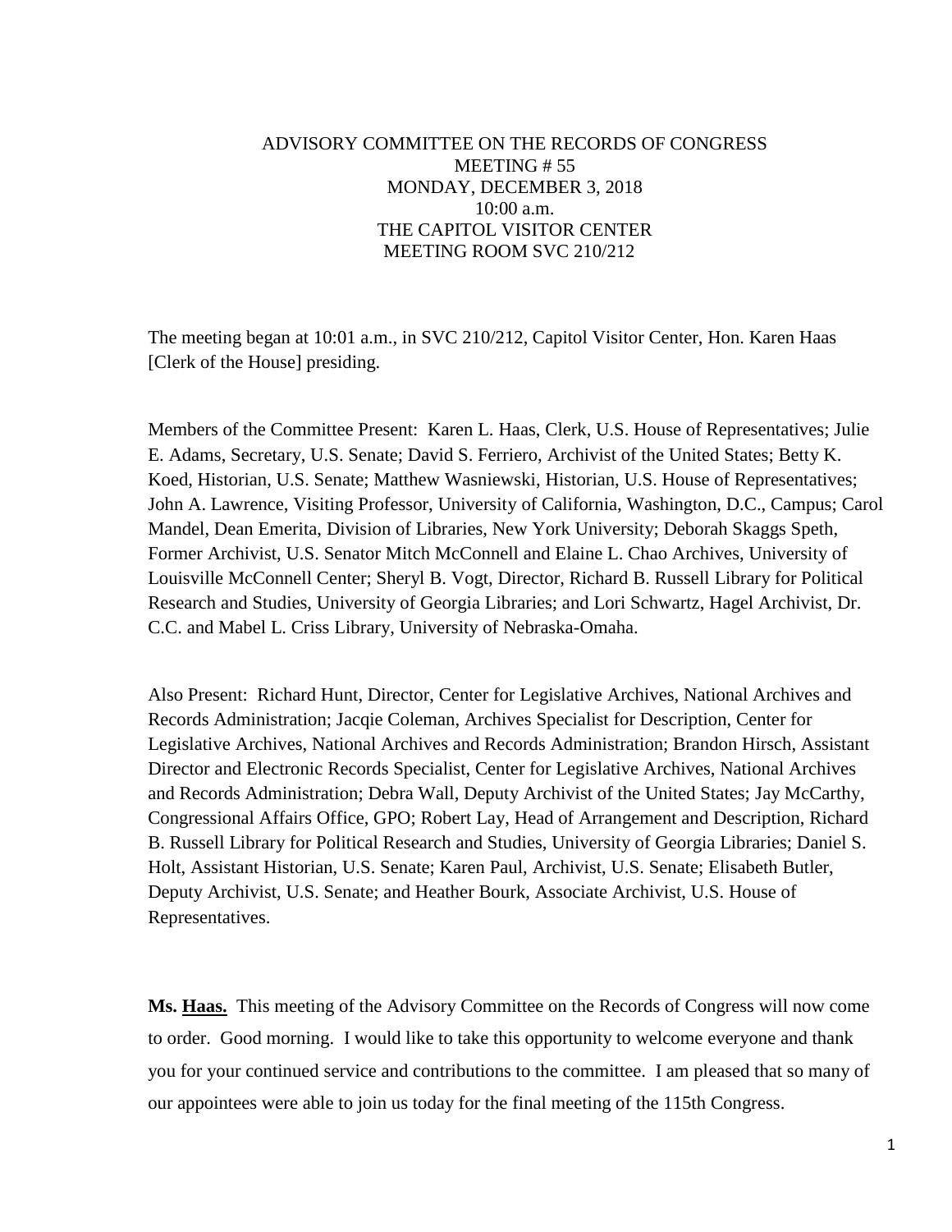ADVISORY COMMITTEE ON THE RECORDS OF CONGRESS
MEETING # 55
MONDAY, DECEMBER 3, 2018
10:00 a.m.
THE CAPITOL VISITOR CENTER
MEETING ROOM SVC 210/212

The meeting began at 10:01 a.m., in SVC 210/212, Capitol Visitor Center, Hon. Karen Haas [Clerk of the House] presiding.

Members of the Committee Present: Karen L. Haas, Clerk, U.S. House of Representatives; Julie E. Adams, Secretary, U.S. Senate; David S. Ferriero, Archivist of the United States; Betty K. Koed, Historian, U.S. Senate; Matthew Wasniewski, Historian, U.S. House of Representatives; John A. Lawrence, Visiting Professor, University of California, Washington, D.C., Campus; Carol Mandel, Dean Emerita, Division of Libraries, New York University; Deborah Skaggs Speth, Former Archivist, U.S. Senator Mitch McConnell and Elaine L. Chao Archives, University of Louisville McConnell Center; Sheryl B. Vogt, Director, Richard B. Russell Library for Political Research and Studies, University of Georgia Libraries; and Lori Schwartz, Hagel Archivist, Dr. C.C. and Mabel L. Criss Library, University of Nebraska-Omaha.

Also Present: Richard Hunt, Director, Center for Legislative Archives, National Archives and Records Administration; Jacqie Coleman, Archives Specialist for Description, Center for Legislative Archives, National Archives and Records Administration; Brandon Hirsch, Assistant Director and Electronic Records Specialist, Center for Legislative Archives, National Archives and Records Administration; Debra Wall, Deputy Archivist of the United States; Jay McCarthy, Congressional Affairs Office, GPO; Robert Lay, Head of Arrangement and Description, Richard B. Russell Library for Political Research and Studies, University of Georgia Libraries; Daniel S. Holt, Assistant Historian, U.S. Senate; Karen Paul, Archivist, U.S. Senate; Elisabeth Butler, Deputy Archivist, U.S. Senate; and Heather Bourk, Associate Archivist, U.S. House of Representatives.

**Ms. <u>Haas.</u>** This meeting of the Advisory Committee on the Records of Congress will now come to order. Good morning. I would like to take this opportunity to welcome everyone and thank you for your continued service and contributions to the committee. I am pleased that so many of our appointees were able to join us today for the final meeting of the 115th Congress.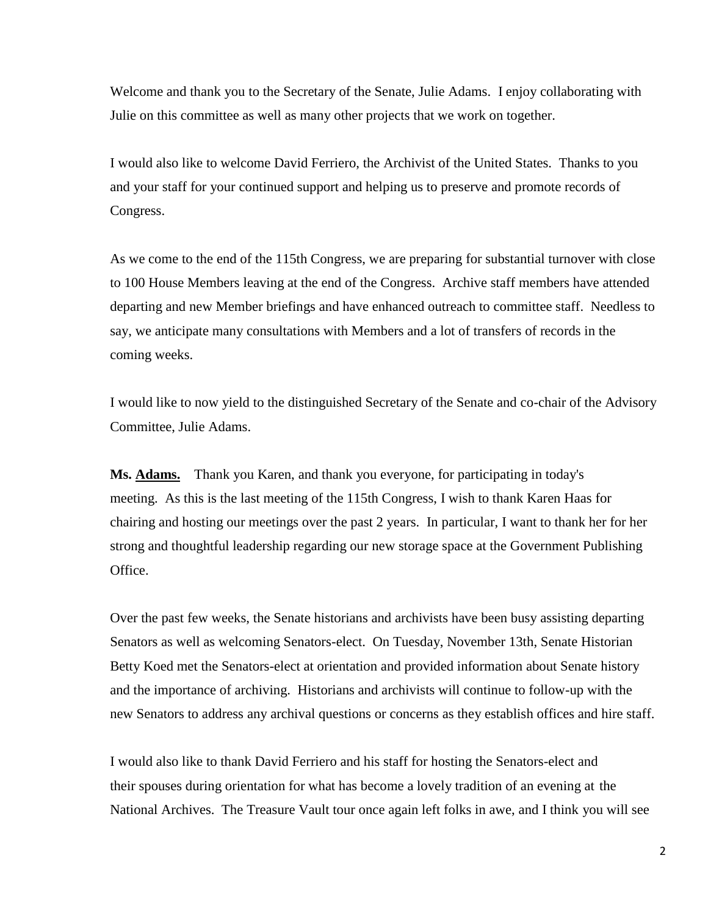Welcome and thank you to the Secretary of the Senate, Julie Adams. I enjoy collaborating with Julie on this committee as well as many other projects that we work on together.

I would also like to welcome David Ferriero, the Archivist of the United States. Thanks to you and your staff for your continued support and helping us to preserve and promote records of Congress.

As we come to the end of the 115th Congress, we are preparing for substantial turnover with close to 100 House Members leaving at the end of the Congress. Archive staff members have attended departing and new Member briefings and have enhanced outreach to committee staff. Needless to say, we anticipate many consultations with Members and a lot of transfers of records in the coming weeks.

I would like to now yield to the distinguished Secretary of the Senate and co-chair of the Advisory Committee, Julie Adams.

**Ms. <u>Adams.</u>** Thank you Karen, and thank you everyone, for participating in today's meeting. As this is the last meeting of the 115th Congress, I wish to thank Karen Haas for chairing and hosting our meetings over the past 2 years. In particular, I want to thank her for her strong and thoughtful leadership regarding our new storage space at the Government Publishing Office.

Over the past few weeks, the Senate historians and archivists have been busy assisting departing Senators as well as welcoming Senators-elect. On Tuesday, November 13th, Senate Historian Betty Koed met the Senators-elect at orientation and provided information about Senate history and the importance of archiving. Historians and archivists will continue to follow-up with the new Senators to address any archival questions or concerns as they establish offices and hire staff.

I would also like to thank David Ferriero and his staff for hosting the Senators-elect and their spouses during orientation for what has become a lovely tradition of an evening at the National Archives. The Treasure Vault tour once again left folks in awe, and I think you will see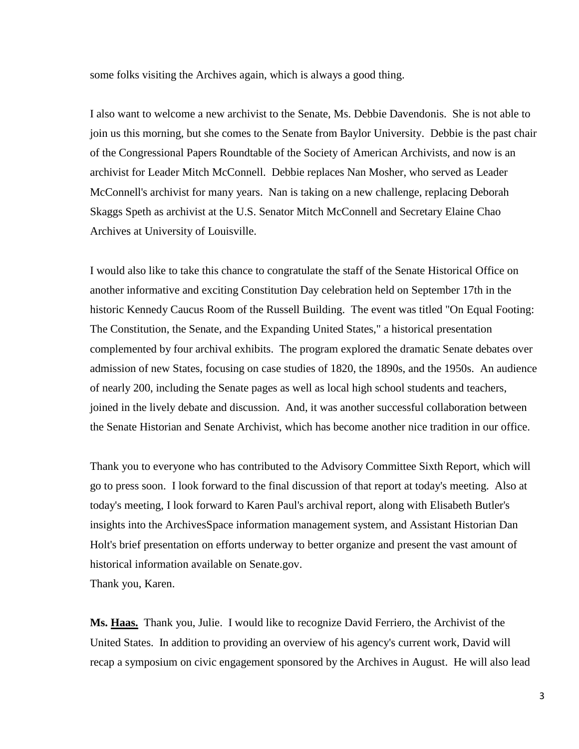some folks visiting the Archives again, which is always a good thing.

I also want to welcome a new archivist to the Senate, Ms. Debbie Davendonis. She is not able to join us this morning, but she comes to the Senate from Baylor University. Debbie is the past chair of the Congressional Papers Roundtable of the Society of American Archivists, and now is an archivist for Leader Mitch McConnell. Debbie replaces Nan Mosher, who served as Leader McConnell's archivist for many years. Nan is taking on a new challenge, replacing Deborah Skaggs Speth as archivist at the U.S. Senator Mitch McConnell and Secretary Elaine Chao Archives at University of Louisville.

I would also like to take this chance to congratulate the staff of the Senate Historical Office on another informative and exciting Constitution Day celebration held on September 17th in the historic Kennedy Caucus Room of the Russell Building. The event was titled "On Equal Footing: The Constitution, the Senate, and the Expanding United States," a historical presentation complemented by four archival exhibits. The program explored the dramatic Senate debates over admission of new States, focusing on case studies of 1820, the 1890s, and the 1950s. An audience of nearly 200, including the Senate pages as well as local high school students and teachers, joined in the lively debate and discussion. And, it was another successful collaboration between the Senate Historian and Senate Archivist, which has become another nice tradition in our office.

Thank you to everyone who has contributed to the Advisory Committee Sixth Report, which will go to press soon. I look forward to the final discussion of that report at today's meeting. Also at today's meeting, I look forward to Karen Paul's archival report, along with Elisabeth Butler's insights into the ArchivesSpace information management system, and Assistant Historian Dan Holt's brief presentation on efforts underway to better organize and present the vast amount of historical information available on Senate.gov.
Thank you, Karen.

**Ms. Haas.** Thank you, Julie. I would like to recognize David Ferriero, the Archivist of the United States. In addition to providing an overview of his agency's current work, David will recap a symposium on civic engagement sponsored by the Archives in August. He will also lead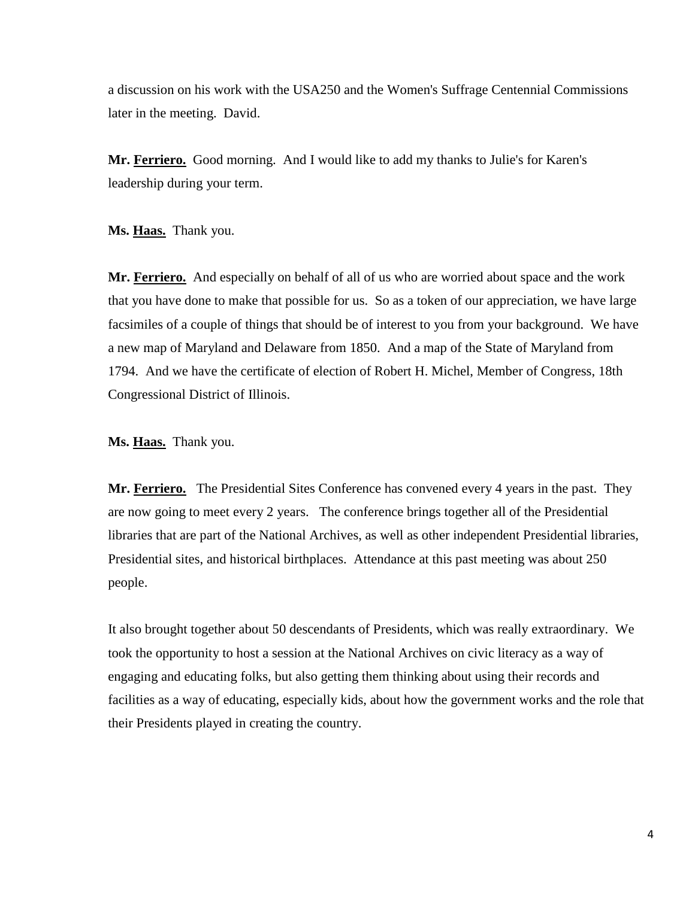a discussion on his work with the USA250 and the Women's Suffrage Centennial Commissions later in the meeting. David.

**Mr. Ferriero.** Good morning. And I would like to add my thanks to Julie's for Karen's leadership during your term.

**Ms. Haas.** Thank you.

**Mr. Ferriero.** And especially on behalf of all of us who are worried about space and the work that you have done to make that possible for us. So as a token of our appreciation, we have large facsimiles of a couple of things that should be of interest to you from your background. We have a new map of Maryland and Delaware from 1850. And a map of the State of Maryland from 1794. And we have the certificate of election of Robert H. Michel, Member of Congress, 18th Congressional District of Illinois.

**Ms. Haas.** Thank you.

**Mr. Ferriero.** The Presidential Sites Conference has convened every 4 years in the past. They are now going to meet every 2 years. The conference brings together all of the Presidential libraries that are part of the National Archives, as well as other independent Presidential libraries, Presidential sites, and historical birthplaces. Attendance at this past meeting was about 250 people.

It also brought together about 50 descendants of Presidents, which was really extraordinary. We took the opportunity to host a session at the National Archives on civic literacy as a way of engaging and educating folks, but also getting them thinking about using their records and facilities as a way of educating, especially kids, about how the government works and the role that their Presidents played in creating the country.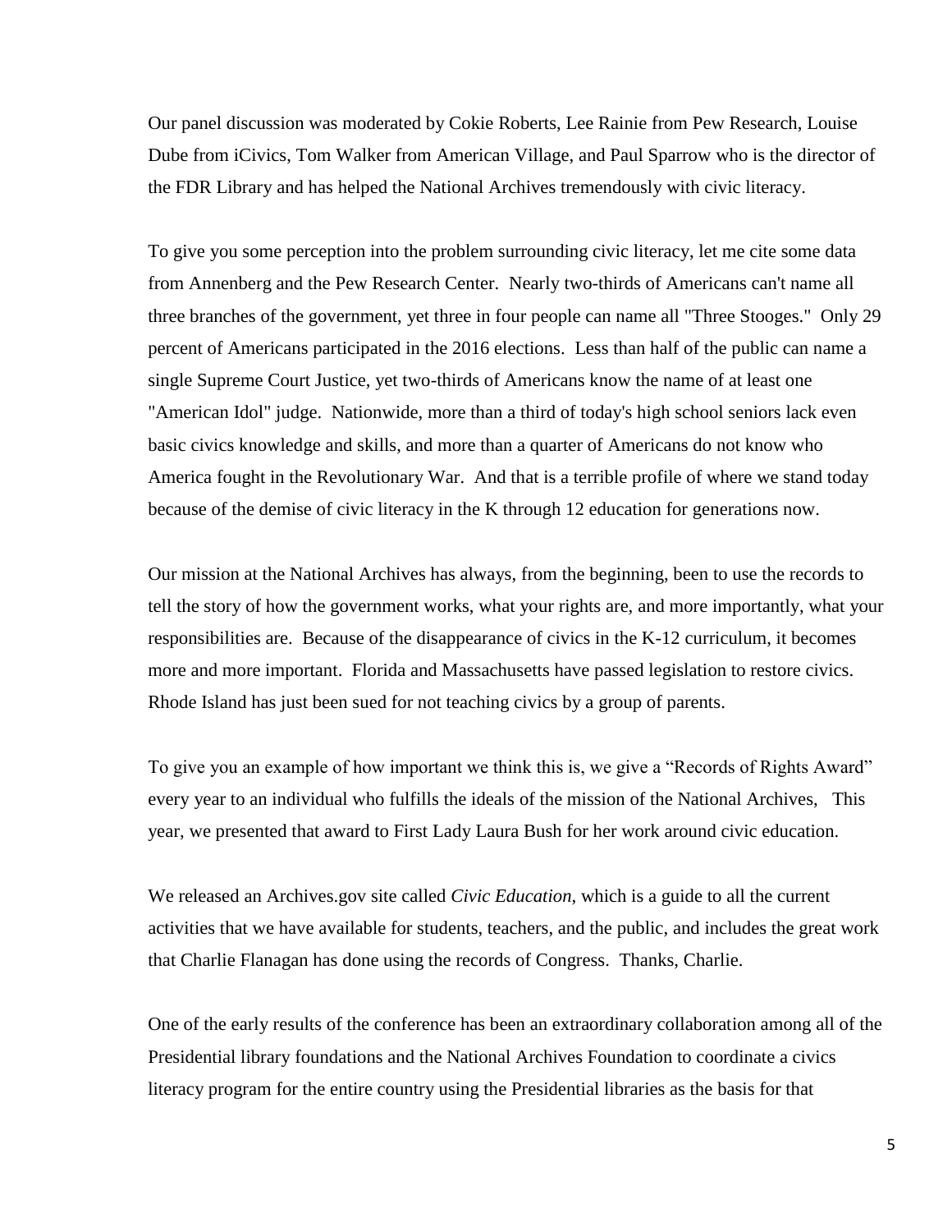Our panel discussion was moderated by Cokie Roberts, Lee Rainie from Pew Research, Louise Dube from iCivics, Tom Walker from American Village, and Paul Sparrow who is the director of the FDR Library and has helped the National Archives tremendously with civic literacy.

To give you some perception into the problem surrounding civic literacy, let me cite some data from Annenberg and the Pew Research Center. Nearly two-thirds of Americans can't name all three branches of the government, yet three in four people can name all "Three Stooges." Only 29 percent of Americans participated in the 2016 elections. Less than half of the public can name a single Supreme Court Justice, yet two-thirds of Americans know the name of at least one "American Idol" judge. Nationwide, more than a third of today's high school seniors lack even basic civics knowledge and skills, and more than a quarter of Americans do not know who America fought in the Revolutionary War. And that is a terrible profile of where we stand today because of the demise of civic literacy in the K through 12 education for generations now.

Our mission at the National Archives has always, from the beginning, been to use the records to tell the story of how the government works, what your rights are, and more importantly, what your responsibilities are. Because of the disappearance of civics in the K-12 curriculum, it becomes more and more important. Florida and Massachusetts have passed legislation to restore civics. Rhode Island has just been sued for not teaching civics by a group of parents.

To give you an example of how important we think this is, we give a "Records of Rights Award" every year to an individual who fulfills the ideals of the mission of the National Archives, This year, we presented that award to First Lady Laura Bush for her work around civic education.

We released an Archives.gov site called *Civic Education*, which is a guide to all the current activities that we have available for students, teachers, and the public, and includes the great work that Charlie Flanagan has done using the records of Congress. Thanks, Charlie.

One of the early results of the conference has been an extraordinary collaboration among all of the Presidential library foundations and the National Archives Foundation to coordinate a civics literacy program for the entire country using the Presidential libraries as the basis for that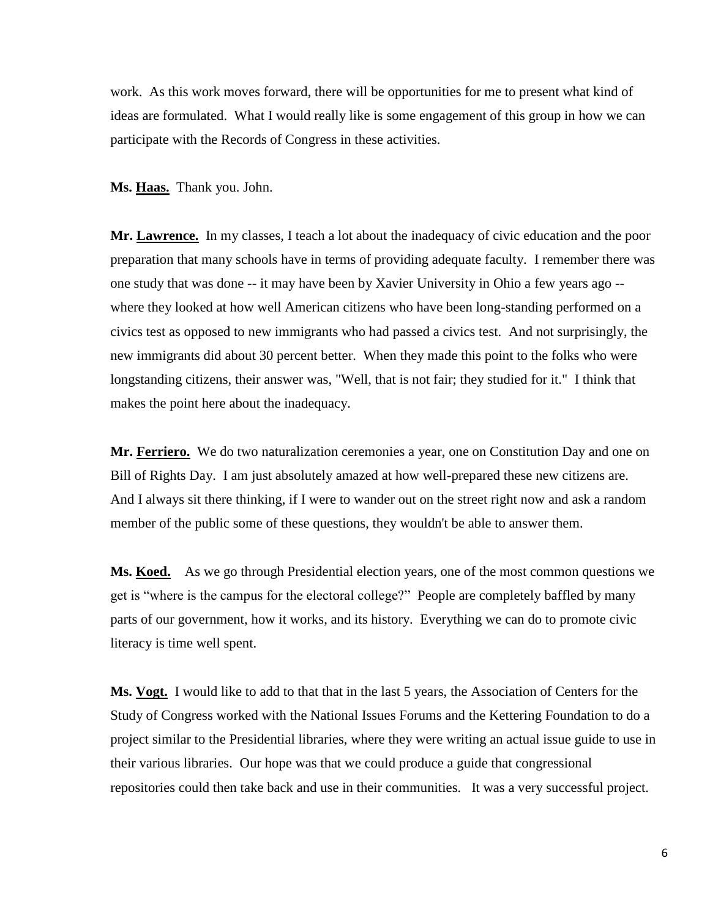work. As this work moves forward, there will be opportunities for me to present what kind of ideas are formulated. What I would really like is some engagement of this group in how we can participate with the Records of Congress in these activities.

**Ms. Haas.** Thank you. John.

**Mr. Lawrence.** In my classes, I teach a lot about the inadequacy of civic education and the poor preparation that many schools have in terms of providing adequate faculty. I remember there was one study that was done -- it may have been by Xavier University in Ohio a few years ago -- where they looked at how well American citizens who have been long-standing performed on a civics test as opposed to new immigrants who had passed a civics test. And not surprisingly, the new immigrants did about 30 percent better. When they made this point to the folks who were longstanding citizens, their answer was, "Well, that is not fair; they studied for it." I think that makes the point here about the inadequacy.

**Mr. Ferriero.** We do two naturalization ceremonies a year, one on Constitution Day and one on Bill of Rights Day. I am just absolutely amazed at how well-prepared these new citizens are. And I always sit there thinking, if I were to wander out on the street right now and ask a random member of the public some of these questions, they wouldn't be able to answer them.

**Ms. Koed.** As we go through Presidential election years, one of the most common questions we get is "where is the campus for the electoral college?" People are completely baffled by many parts of our government, how it works, and its history. Everything we can do to promote civic literacy is time well spent.

**Ms. Vogt.** I would like to add to that that in the last 5 years, the Association of Centers for the Study of Congress worked with the National Issues Forums and the Kettering Foundation to do a project similar to the Presidential libraries, where they were writing an actual issue guide to use in their various libraries. Our hope was that we could produce a guide that congressional repositories could then take back and use in their communities. It was a very successful project.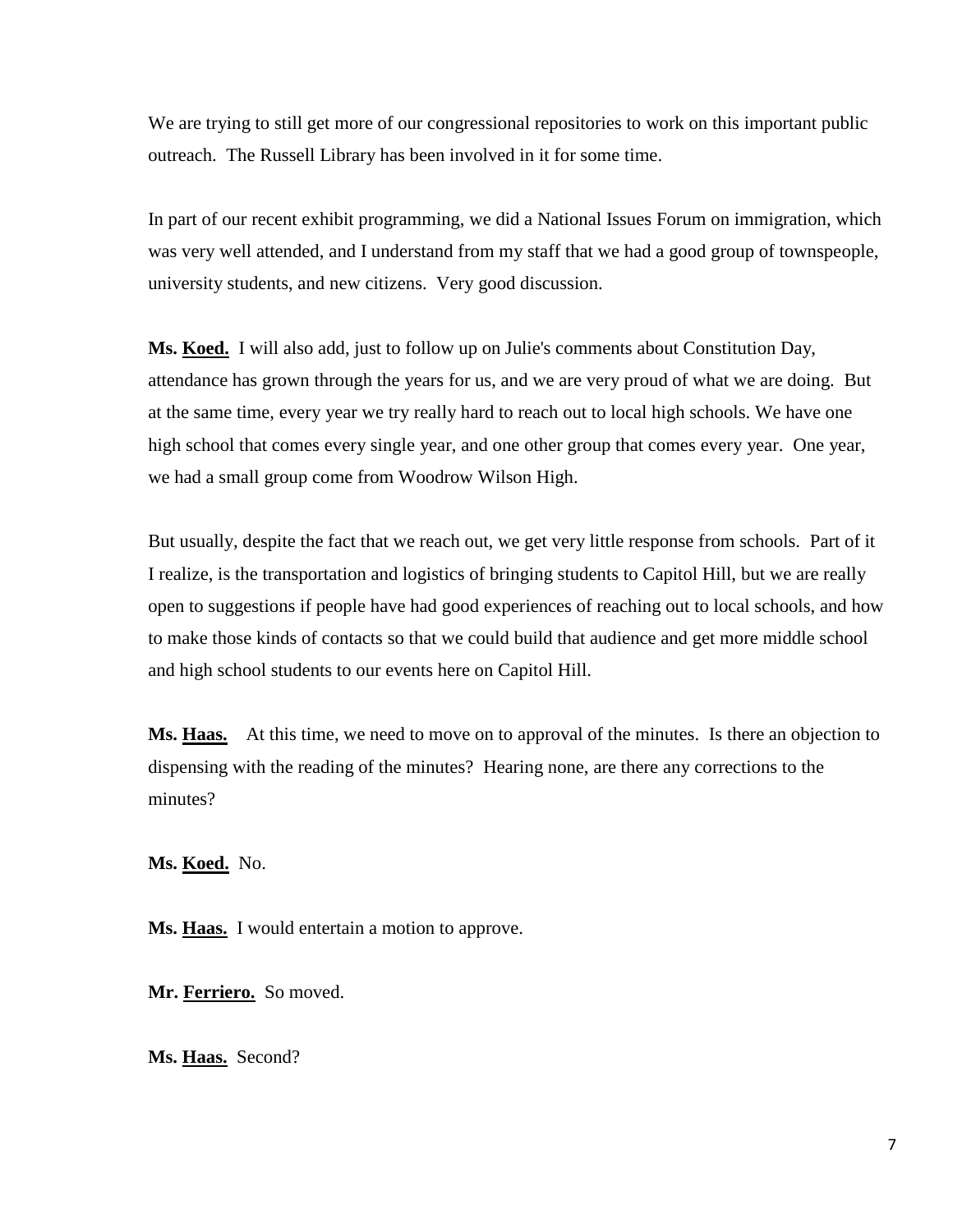We are trying to still get more of our congressional repositories to work on this important public outreach. The Russell Library has been involved in it for some time.

In part of our recent exhibit programming, we did a National Issues Forum on immigration, which was very well attended, and I understand from my staff that we had a good group of townspeople, university students, and new citizens. Very good discussion.

**Ms. Koed.** I will also add, just to follow up on Julie's comments about Constitution Day, attendance has grown through the years for us, and we are very proud of what we are doing. But at the same time, every year we try really hard to reach out to local high schools. We have one high school that comes every single year, and one other group that comes every year. One year, we had a small group come from Woodrow Wilson High.

But usually, despite the fact that we reach out, we get very little response from schools. Part of it I realize, is the transportation and logistics of bringing students to Capitol Hill, but we are really open to suggestions if people have had good experiences of reaching out to local schools, and how to make those kinds of contacts so that we could build that audience and get more middle school and high school students to our events here on Capitol Hill.

**Ms. Haas.** At this time, we need to move on to approval of the minutes. Is there an objection to dispensing with the reading of the minutes? Hearing none, are there any corrections to the minutes?

**Ms. Koed.** No.

**Ms. Haas.** I would entertain a motion to approve.

**Mr. Ferriero.** So moved.

**Ms. Haas.** Second?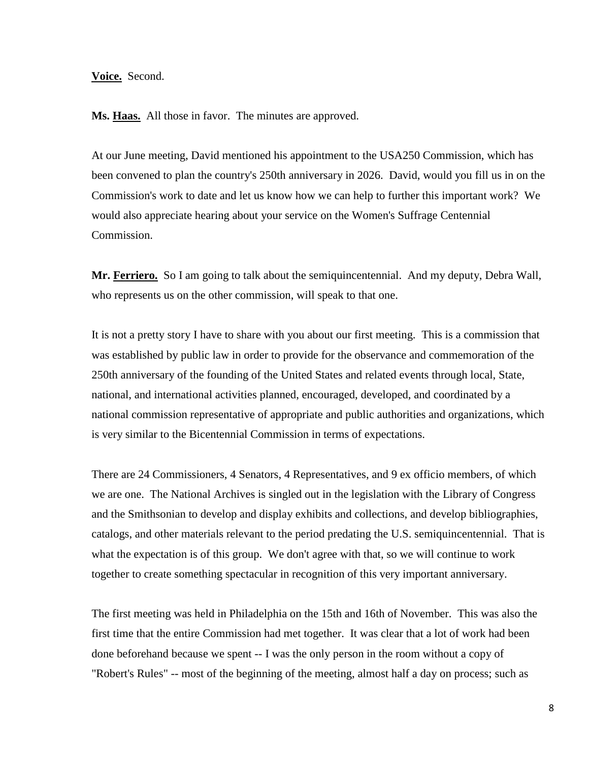**Voice.** Second.

**Ms. Haas.** All those in favor. The minutes are approved.

At our June meeting, David mentioned his appointment to the USA250 Commission, which has been convened to plan the country's 250th anniversary in 2026. David, would you fill us in on the Commission's work to date and let us know how we can help to further this important work? We would also appreciate hearing about your service on the Women's Suffrage Centennial Commission.

**Mr. Ferriero.** So I am going to talk about the semiquincentennial. And my deputy, Debra Wall, who represents us on the other commission, will speak to that one.

It is not a pretty story I have to share with you about our first meeting. This is a commission that was established by public law in order to provide for the observance and commemoration of the 250th anniversary of the founding of the United States and related events through local, State, national, and international activities planned, encouraged, developed, and coordinated by a national commission representative of appropriate and public authorities and organizations, which is very similar to the Bicentennial Commission in terms of expectations.

There are 24 Commissioners, 4 Senators, 4 Representatives, and 9 ex officio members, of which we are one. The National Archives is singled out in the legislation with the Library of Congress and the Smithsonian to develop and display exhibits and collections, and develop bibliographies, catalogs, and other materials relevant to the period predating the U.S. semiquincentennial. That is what the expectation is of this group. We don't agree with that, so we will continue to work together to create something spectacular in recognition of this very important anniversary.

The first meeting was held in Philadelphia on the 15th and 16th of November. This was also the first time that the entire Commission had met together. It was clear that a lot of work had been done beforehand because we spent -- I was the only person in the room without a copy of "Robert's Rules" -- most of the beginning of the meeting, almost half a day on process; such as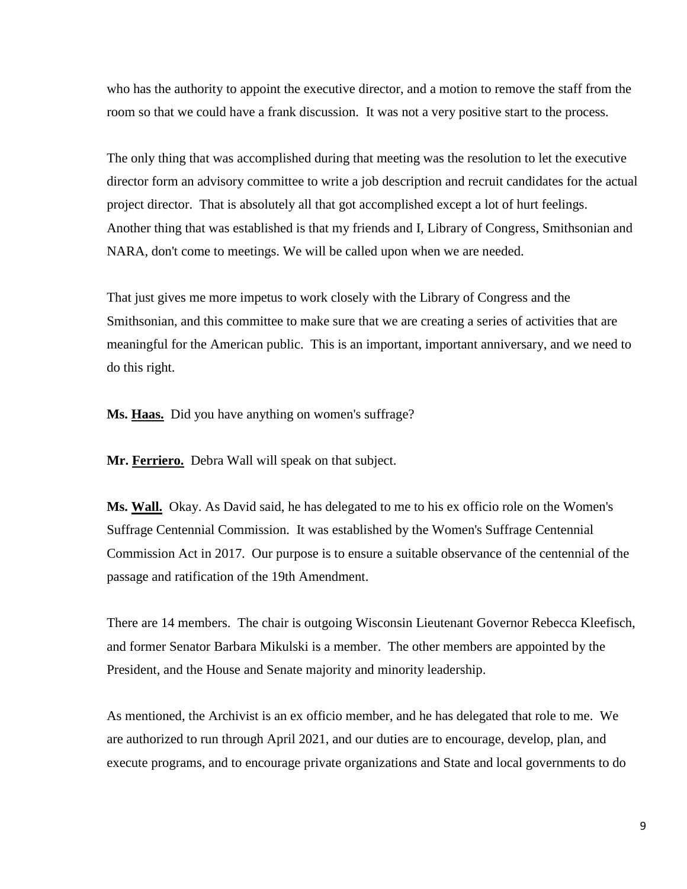who has the authority to appoint the executive director, and a motion to remove the staff from the room so that we could have a frank discussion. It was not a very positive start to the process.

The only thing that was accomplished during that meeting was the resolution to let the executive director form an advisory committee to write a job description and recruit candidates for the actual project director. That is absolutely all that got accomplished except a lot of hurt feelings. Another thing that was established is that my friends and I, Library of Congress, Smithsonian and NARA, don't come to meetings. We will be called upon when we are needed.

That just gives me more impetus to work closely with the Library of Congress and the Smithsonian, and this committee to make sure that we are creating a series of activities that are meaningful for the American public. This is an important, important anniversary, and we need to do this right.

**Ms. Haas.** Did you have anything on women's suffrage?

**Mr. Ferriero.** Debra Wall will speak on that subject.

**Ms. Wall.** Okay. As David said, he has delegated to me to his ex officio role on the Women's Suffrage Centennial Commission. It was established by the Women's Suffrage Centennial Commission Act in 2017. Our purpose is to ensure a suitable observance of the centennial of the passage and ratification of the 19th Amendment.

There are 14 members. The chair is outgoing Wisconsin Lieutenant Governor Rebecca Kleefisch, and former Senator Barbara Mikulski is a member. The other members are appointed by the President, and the House and Senate majority and minority leadership.

As mentioned, the Archivist is an ex officio member, and he has delegated that role to me. We are authorized to run through April 2021, and our duties are to encourage, develop, plan, and execute programs, and to encourage private organizations and State and local governments to do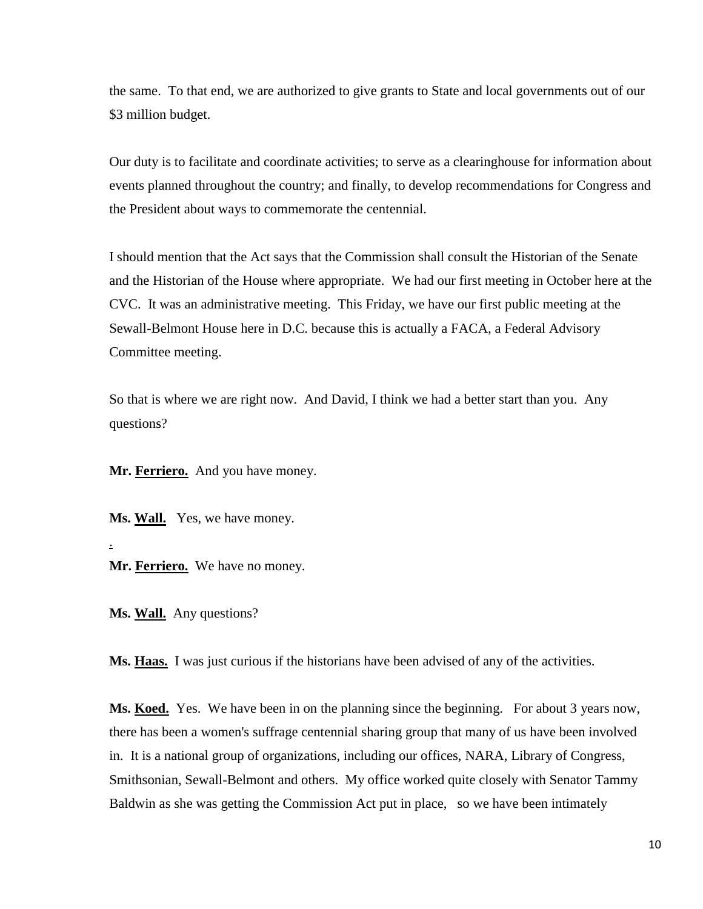the same.  To that end, we are authorized to give grants to State and local governments out of our $3 million budget.

Our duty is to facilitate and coordinate activities; to serve as a clearinghouse for information about events planned throughout the country; and finally, to develop recommendations for Congress and the President about ways to commemorate the centennial.

I should mention that the Act says that the Commission shall consult the Historian of the Senate and the Historian of the House where appropriate.  We had our first meeting in October here at the CVC.  It was an administrative meeting.  This Friday, we have our first public meeting at the Sewall-Belmont House here in D.C. because this is actually a FACA, a Federal Advisory Committee meeting.

So that is where we are right now.  And David, I think we had a better start than you.  Any questions?

**Mr. Ferriero.**  And you have money.

**Ms. Wall.**   Yes, we have money.

.

**Mr. Ferriero.**  We have no money.

**Ms. Wall.**  Any questions?

**Ms. Haas.**  I was just curious if the historians have been advised of any of the activities.

**Ms. Koed.**  Yes.  We have been in on the planning since the beginning.   For about 3 years now, there has been a women's suffrage centennial sharing group that many of us have been involved in.  It is a national group of organizations, including our offices, NARA, Library of Congress, Smithsonian, Sewall-Belmont and others.  My office worked quite closely with Senator Tammy Baldwin as she was getting the Commission Act put in place,   so we have been intimately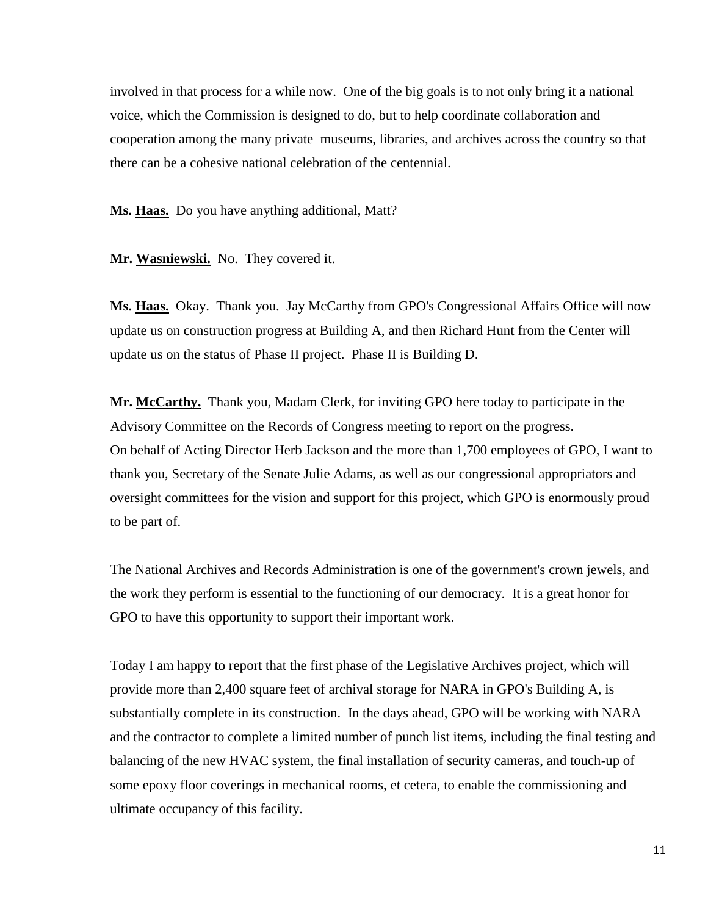involved in that process for a while now. One of the big goals is to not only bring it a national voice, which the Commission is designed to do, but to help coordinate collaboration and cooperation among the many private museums, libraries, and archives across the country so that there can be a cohesive national celebration of the centennial.

**Ms. Haas.** Do you have anything additional, Matt?

**Mr. Wasniewski.** No. They covered it.

**Ms. Haas.** Okay. Thank you. Jay McCarthy from GPO's Congressional Affairs Office will now update us on construction progress at Building A, and then Richard Hunt from the Center will update us on the status of Phase II project. Phase II is Building D.

**Mr. McCarthy.** Thank you, Madam Clerk, for inviting GPO here today to participate in the Advisory Committee on the Records of Congress meeting to report on the progress. On behalf of Acting Director Herb Jackson and the more than 1,700 employees of GPO, I want to thank you, Secretary of the Senate Julie Adams, as well as our congressional appropriators and oversight committees for the vision and support for this project, which GPO is enormously proud to be part of.

The National Archives and Records Administration is one of the government's crown jewels, and the work they perform is essential to the functioning of our democracy. It is a great honor for GPO to have this opportunity to support their important work.

Today I am happy to report that the first phase of the Legislative Archives project, which will provide more than 2,400 square feet of archival storage for NARA in GPO's Building A, is substantially complete in its construction. In the days ahead, GPO will be working with NARA and the contractor to complete a limited number of punch list items, including the final testing and balancing of the new HVAC system, the final installation of security cameras, and touch-up of some epoxy floor coverings in mechanical rooms, et cetera, to enable the commissioning and ultimate occupancy of this facility.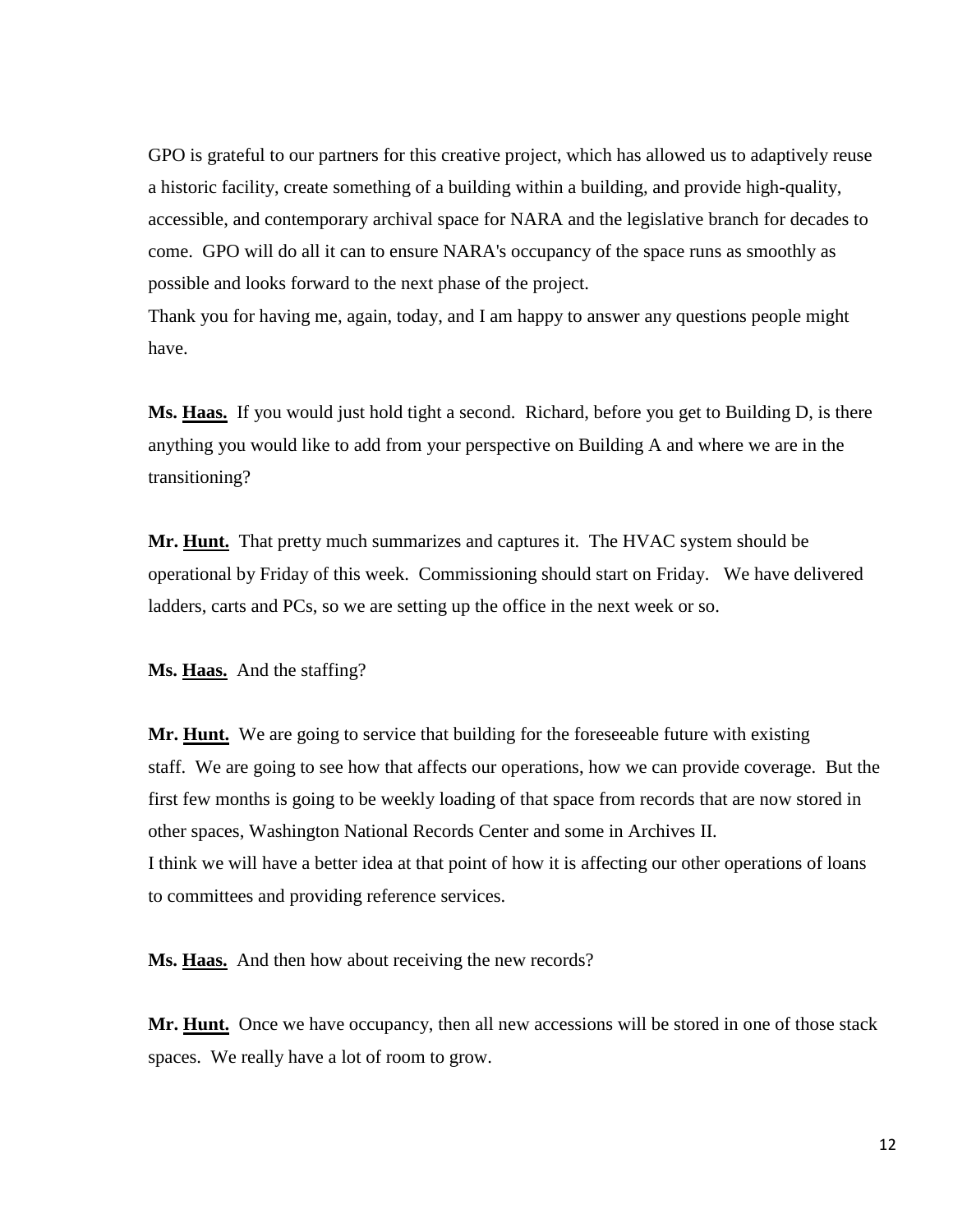GPO is grateful to our partners for this creative project, which has allowed us to adaptively reuse a historic facility, create something of a building within a building, and provide high-quality, accessible, and contemporary archival space for NARA and the legislative branch for decades to come. GPO will do all it can to ensure NARA's occupancy of the space runs as smoothly as possible and looks forward to the next phase of the project.

Thank you for having me, again, today, and I am happy to answer any questions people might have.

**Ms. Haas.** If you would just hold tight a second. Richard, before you get to Building D, is there anything you would like to add from your perspective on Building A and where we are in the transitioning?

**Mr. Hunt.** That pretty much summarizes and captures it. The HVAC system should be operational by Friday of this week. Commissioning should start on Friday. We have delivered ladders, carts and PCs, so we are setting up the office in the next week or so.

**Ms. Haas.** And the staffing?

**Mr. Hunt.** We are going to service that building for the foreseeable future with existing staff. We are going to see how that affects our operations, how we can provide coverage. But the first few months is going to be weekly loading of that space from records that are now stored in other spaces, Washington National Records Center and some in Archives II.

I think we will have a better idea at that point of how it is affecting our other operations of loans to committees and providing reference services.

**Ms. Haas.** And then how about receiving the new records?

**Mr. Hunt.** Once we have occupancy, then all new accessions will be stored in one of those stack spaces. We really have a lot of room to grow.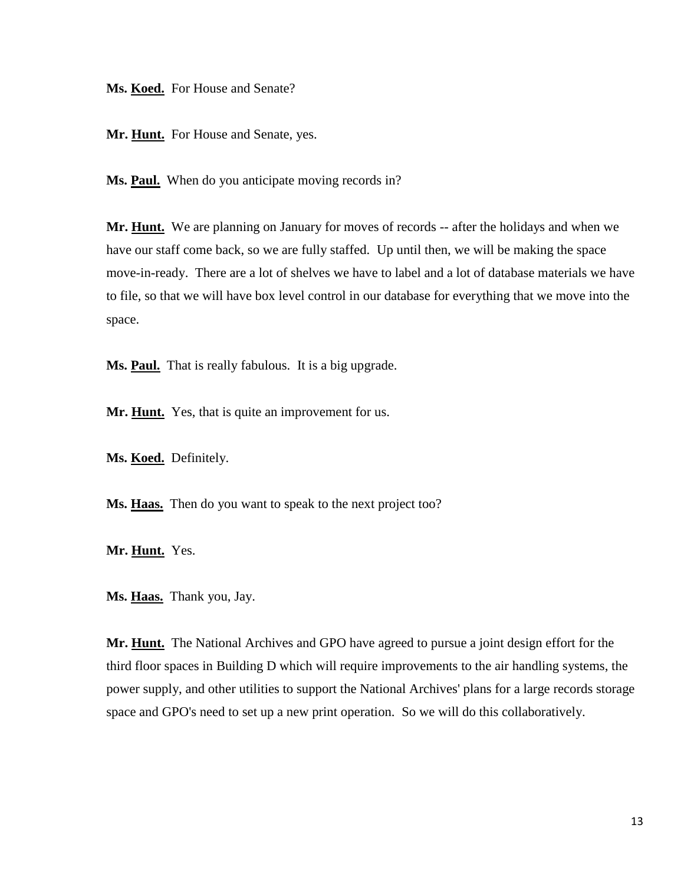**Ms. Koed.** For House and Senate?

**Mr. Hunt.** For House and Senate, yes.

**Ms. Paul.** When do you anticipate moving records in?

**Mr. Hunt.** We are planning on January for moves of records -- after the holidays and when we have our staff come back, so we are fully staffed. Up until then, we will be making the space move-in-ready. There are a lot of shelves we have to label and a lot of database materials we have to file, so that we will have box level control in our database for everything that we move into the space.

**Ms. Paul.** That is really fabulous. It is a big upgrade.

**Mr. Hunt.** Yes, that is quite an improvement for us.

**Ms. Koed.** Definitely.

**Ms. Haas.** Then do you want to speak to the next project too?

**Mr. Hunt.** Yes.

**Ms. Haas.** Thank you, Jay.

**Mr. Hunt.** The National Archives and GPO have agreed to pursue a joint design effort for the third floor spaces in Building D which will require improvements to the air handling systems, the power supply, and other utilities to support the National Archives' plans for a large records storage space and GPO's need to set up a new print operation. So we will do this collaboratively.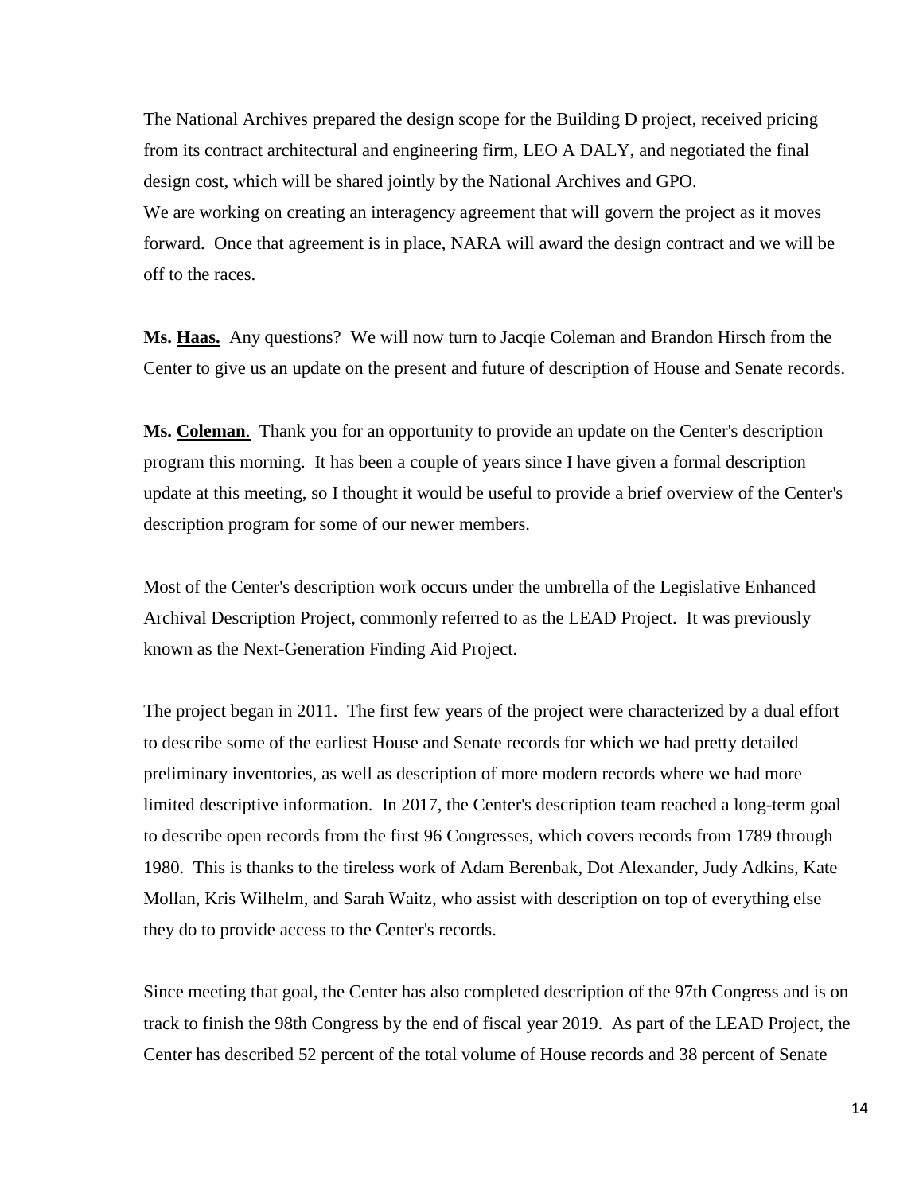The National Archives prepared the design scope for the Building D project, received pricing from its contract architectural and engineering firm, LEO A DALY, and negotiated the final design cost, which will be shared jointly by the National Archives and GPO.
We are working on creating an interagency agreement that will govern the project as it moves forward. Once that agreement is in place, NARA will award the design contract and we will be off to the races.

**Ms. Haas.** Any questions? We will now turn to Jacqie Coleman and Brandon Hirsch from the Center to give us an update on the present and future of description of House and Senate records.

**Ms. Coleman**. Thank you for an opportunity to provide an update on the Center's description program this morning. It has been a couple of years since I have given a formal description update at this meeting, so I thought it would be useful to provide a brief overview of the Center's description program for some of our newer members.

Most of the Center's description work occurs under the umbrella of the Legislative Enhanced Archival Description Project, commonly referred to as the LEAD Project. It was previously known as the Next-Generation Finding Aid Project.

The project began in 2011. The first few years of the project were characterized by a dual effort to describe some of the earliest House and Senate records for which we had pretty detailed preliminary inventories, as well as description of more modern records where we had more limited descriptive information. In 2017, the Center's description team reached a long-term goal to describe open records from the first 96 Congresses, which covers records from 1789 through 1980. This is thanks to the tireless work of Adam Berenbak, Dot Alexander, Judy Adkins, Kate Mollan, Kris Wilhelm, and Sarah Waitz, who assist with description on top of everything else they do to provide access to the Center's records.

Since meeting that goal, the Center has also completed description of the 97th Congress and is on track to finish the 98th Congress by the end of fiscal year 2019. As part of the LEAD Project, the Center has described 52 percent of the total volume of House records and 38 percent of Senate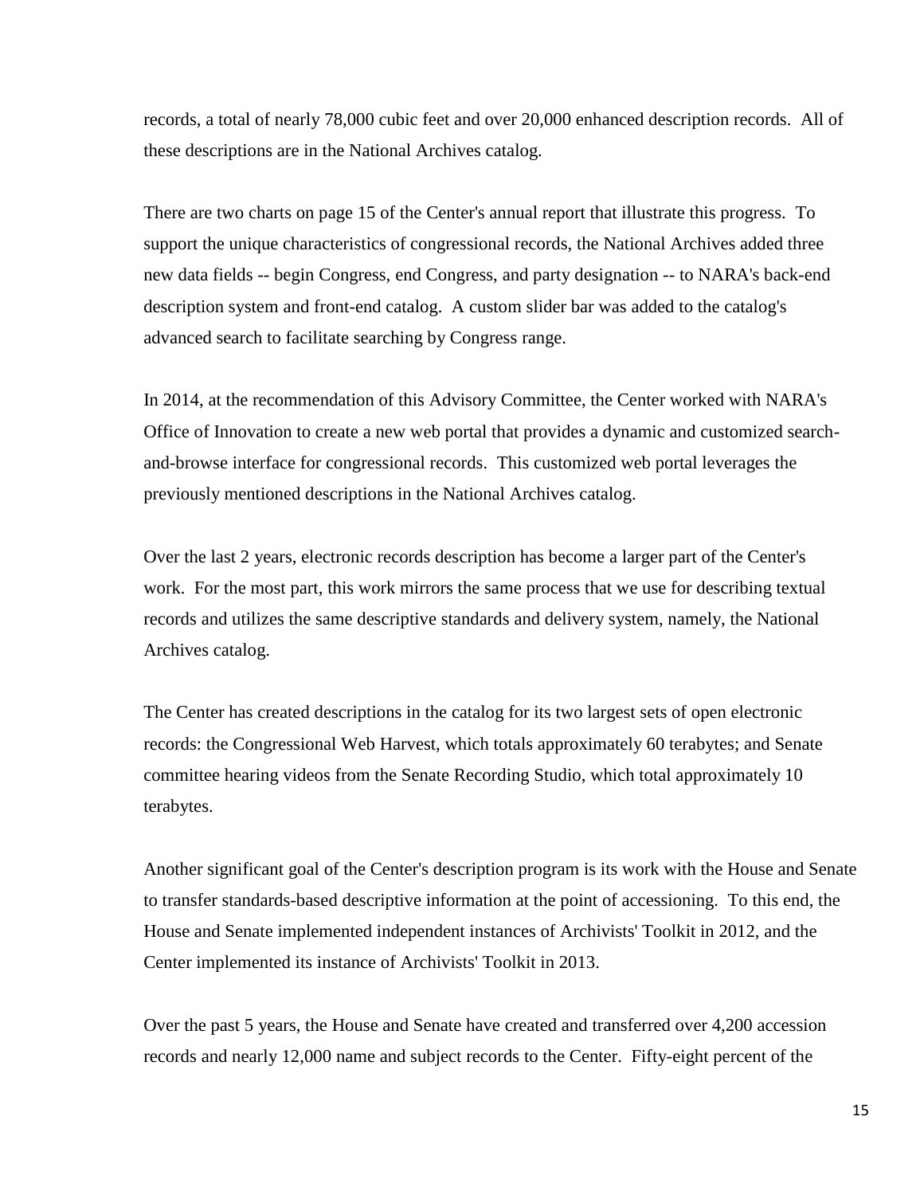records, a total of nearly 78,000 cubic feet and over 20,000 enhanced description records. All of these descriptions are in the National Archives catalog.

There are two charts on page 15 of the Center's annual report that illustrate this progress. To support the unique characteristics of congressional records, the National Archives added three new data fields -- begin Congress, end Congress, and party designation -- to NARA's back-end description system and front-end catalog. A custom slider bar was added to the catalog's advanced search to facilitate searching by Congress range.

In 2014, at the recommendation of this Advisory Committee, the Center worked with NARA's Office of Innovation to create a new web portal that provides a dynamic and customized search-and-browse interface for congressional records. This customized web portal leverages the previously mentioned descriptions in the National Archives catalog.

Over the last 2 years, electronic records description has become a larger part of the Center's work. For the most part, this work mirrors the same process that we use for describing textual records and utilizes the same descriptive standards and delivery system, namely, the National Archives catalog.

The Center has created descriptions in the catalog for its two largest sets of open electronic records: the Congressional Web Harvest, which totals approximately 60 terabytes; and Senate committee hearing videos from the Senate Recording Studio, which total approximately 10 terabytes.

Another significant goal of the Center's description program is its work with the House and Senate to transfer standards-based descriptive information at the point of accessioning. To this end, the House and Senate implemented independent instances of Archivists' Toolkit in 2012, and the Center implemented its instance of Archivists' Toolkit in 2013.

Over the past 5 years, the House and Senate have created and transferred over 4,200 accession records and nearly 12,000 name and subject records to the Center. Fifty-eight percent of the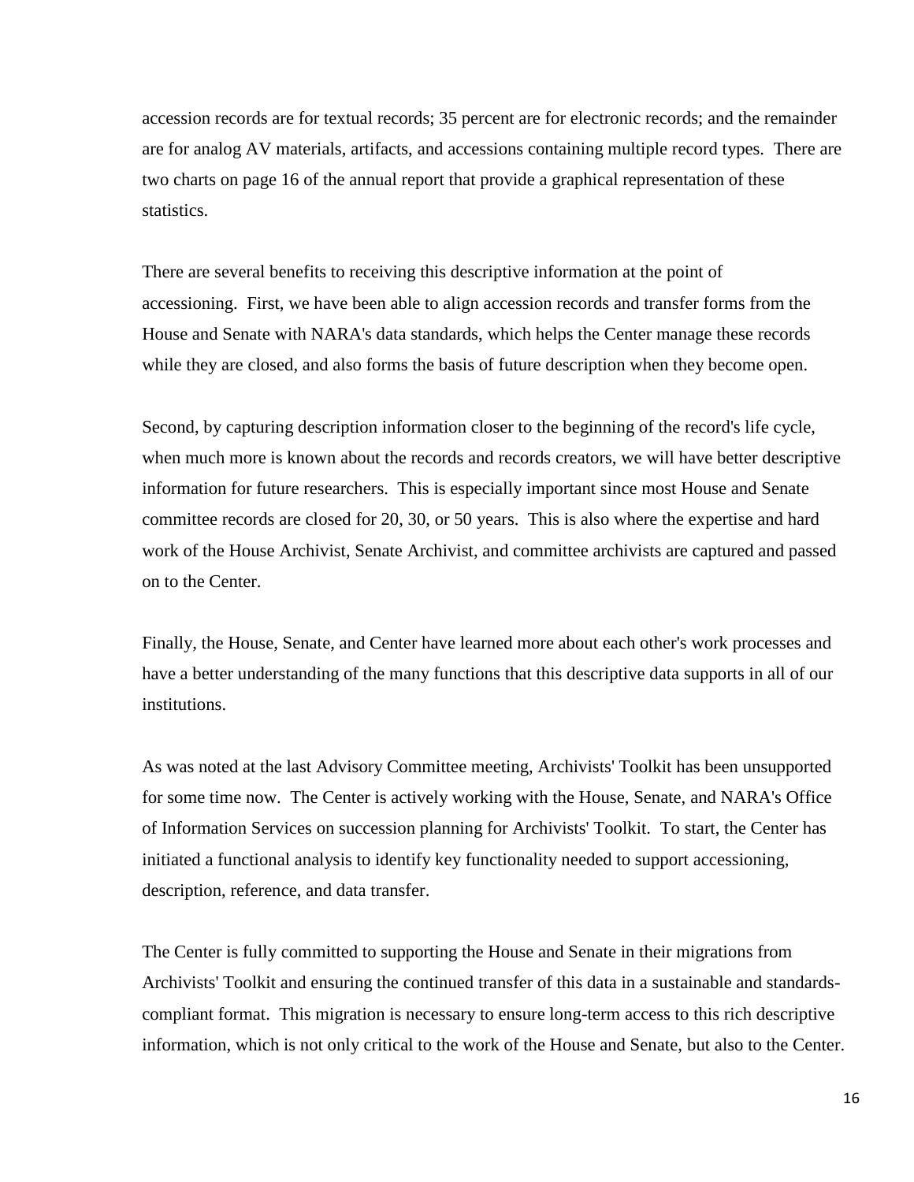accession records are for textual records; 35 percent are for electronic records; and the remainder are for analog AV materials, artifacts, and accessions containing multiple record types. There are two charts on page 16 of the annual report that provide a graphical representation of these statistics.

There are several benefits to receiving this descriptive information at the point of accessioning. First, we have been able to align accession records and transfer forms from the House and Senate with NARA's data standards, which helps the Center manage these records while they are closed, and also forms the basis of future description when they become open.

Second, by capturing description information closer to the beginning of the record's life cycle, when much more is known about the records and records creators, we will have better descriptive information for future researchers. This is especially important since most House and Senate committee records are closed for 20, 30, or 50 years. This is also where the expertise and hard work of the House Archivist, Senate Archivist, and committee archivists are captured and passed on to the Center.

Finally, the House, Senate, and Center have learned more about each other's work processes and have a better understanding of the many functions that this descriptive data supports in all of our institutions.

As was noted at the last Advisory Committee meeting, Archivists' Toolkit has been unsupported for some time now. The Center is actively working with the House, Senate, and NARA's Office of Information Services on succession planning for Archivists' Toolkit. To start, the Center has initiated a functional analysis to identify key functionality needed to support accessioning, description, reference, and data transfer.

The Center is fully committed to supporting the House and Senate in their migrations from Archivists' Toolkit and ensuring the continued transfer of this data in a sustainable and standards-compliant format. This migration is necessary to ensure long-term access to this rich descriptive information, which is not only critical to the work of the House and Senate, but also to the Center.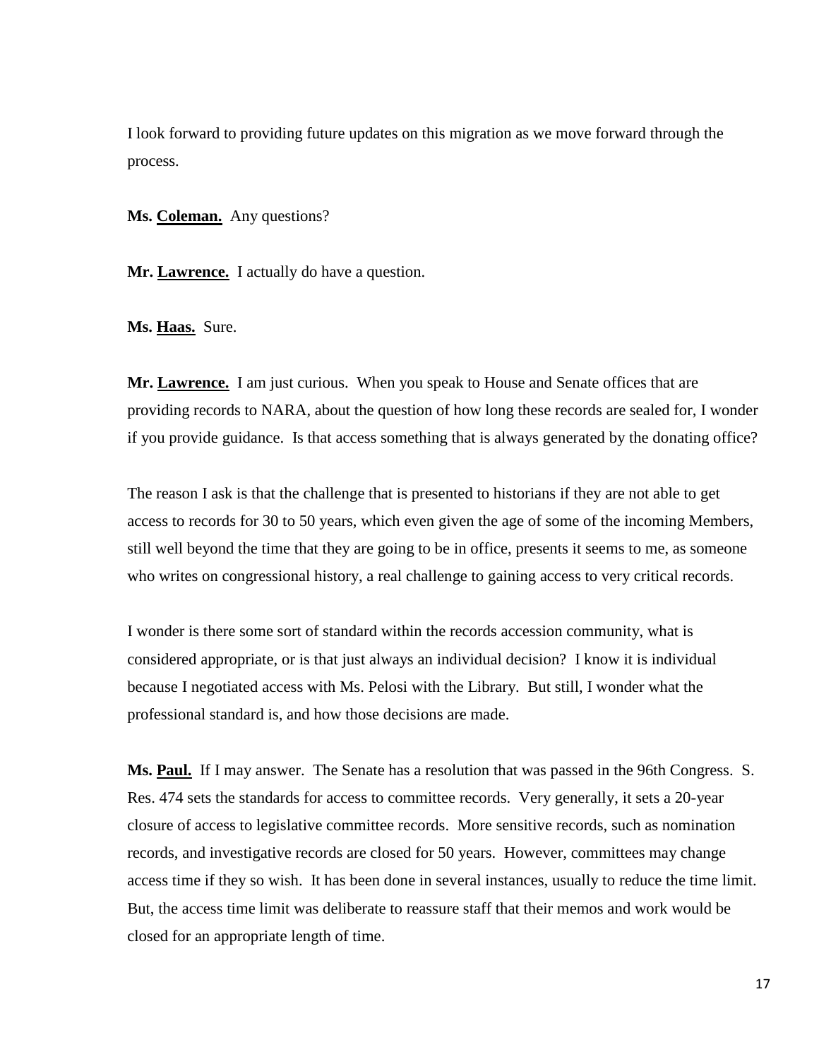I look forward to providing future updates on this migration as we move forward through the process.

**Ms. Coleman.** Any questions?

**Mr. Lawrence.** I actually do have a question.

**Ms. Haas.** Sure.

**Mr. Lawrence.** I am just curious. When you speak to House and Senate offices that are providing records to NARA, about the question of how long these records are sealed for, I wonder if you provide guidance. Is that access something that is always generated by the donating office?

The reason I ask is that the challenge that is presented to historians if they are not able to get access to records for 30 to 50 years, which even given the age of some of the incoming Members, still well beyond the time that they are going to be in office, presents it seems to me, as someone who writes on congressional history, a real challenge to gaining access to very critical records.

I wonder is there some sort of standard within the records accession community, what is considered appropriate, or is that just always an individual decision? I know it is individual because I negotiated access with Ms. Pelosi with the Library. But still, I wonder what the professional standard is, and how those decisions are made.

**Ms. Paul.** If I may answer. The Senate has a resolution that was passed in the 96th Congress. S. Res. 474 sets the standards for access to committee records. Very generally, it sets a 20-year closure of access to legislative committee records. More sensitive records, such as nomination records, and investigative records are closed for 50 years. However, committees may change access time if they so wish. It has been done in several instances, usually to reduce the time limit. But, the access time limit was deliberate to reassure staff that their memos and work would be closed for an appropriate length of time.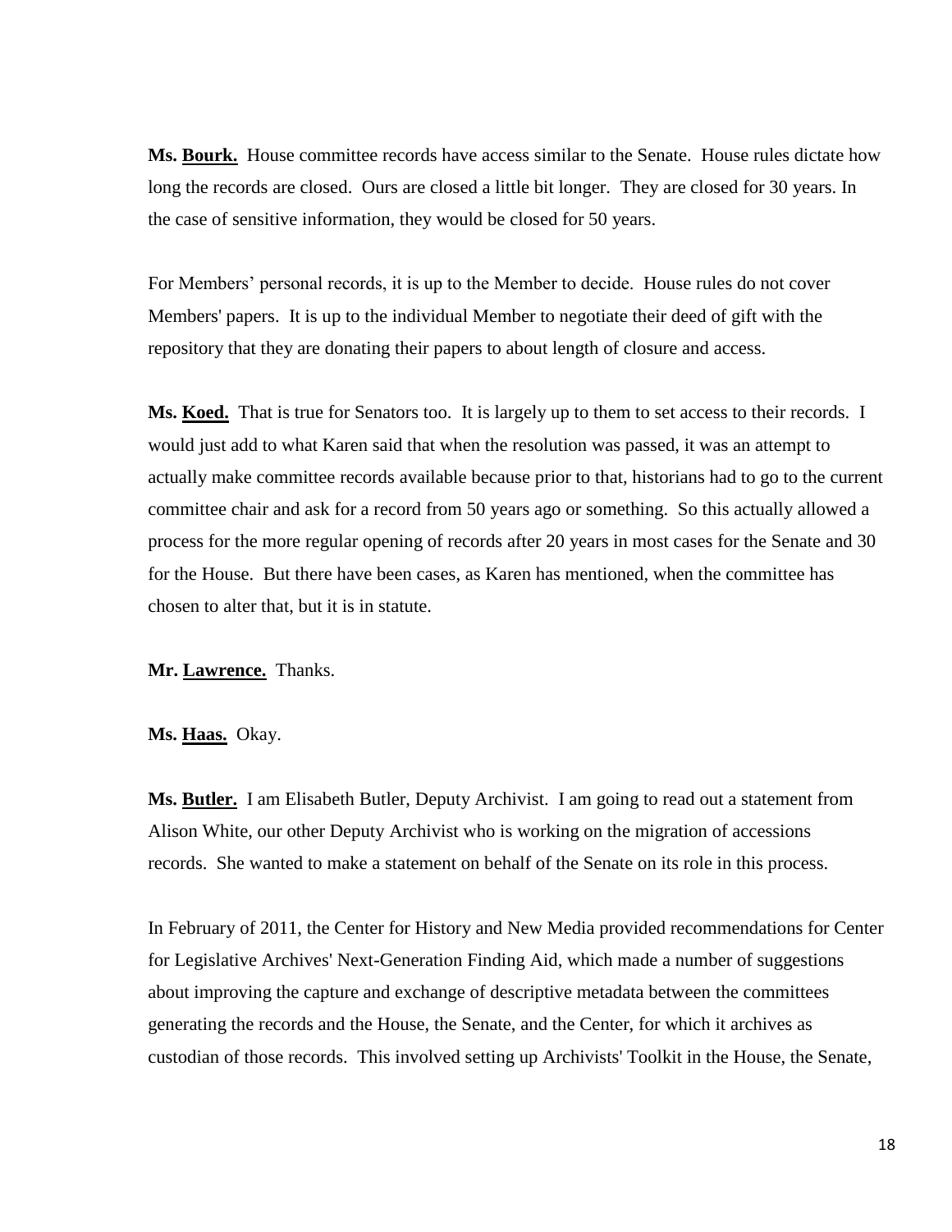**Ms. Bourk.** House committee records have access similar to the Senate. House rules dictate how long the records are closed. Ours are closed a little bit longer. They are closed for 30 years. In the case of sensitive information, they would be closed for 50 years.

For Members' personal records, it is up to the Member to decide. House rules do not cover Members' papers. It is up to the individual Member to negotiate their deed of gift with the repository that they are donating their papers to about length of closure and access.

**Ms. Koed.** That is true for Senators too. It is largely up to them to set access to their records. I would just add to what Karen said that when the resolution was passed, it was an attempt to actually make committee records available because prior to that, historians had to go to the current committee chair and ask for a record from 50 years ago or something. So this actually allowed a process for the more regular opening of records after 20 years in most cases for the Senate and 30 for the House. But there have been cases, as Karen has mentioned, when the committee has chosen to alter that, but it is in statute.

**Mr. Lawrence.** Thanks.

**Ms. Haas.** Okay.

**Ms. Butler.** I am Elisabeth Butler, Deputy Archivist. I am going to read out a statement from Alison White, our other Deputy Archivist who is working on the migration of accessions records. She wanted to make a statement on behalf of the Senate on its role in this process.

In February of 2011, the Center for History and New Media provided recommendations for Center for Legislative Archives' Next-Generation Finding Aid, which made a number of suggestions about improving the capture and exchange of descriptive metadata between the committees generating the records and the House, the Senate, and the Center, for which it archives as custodian of those records. This involved setting up Archivists' Toolkit in the House, the Senate,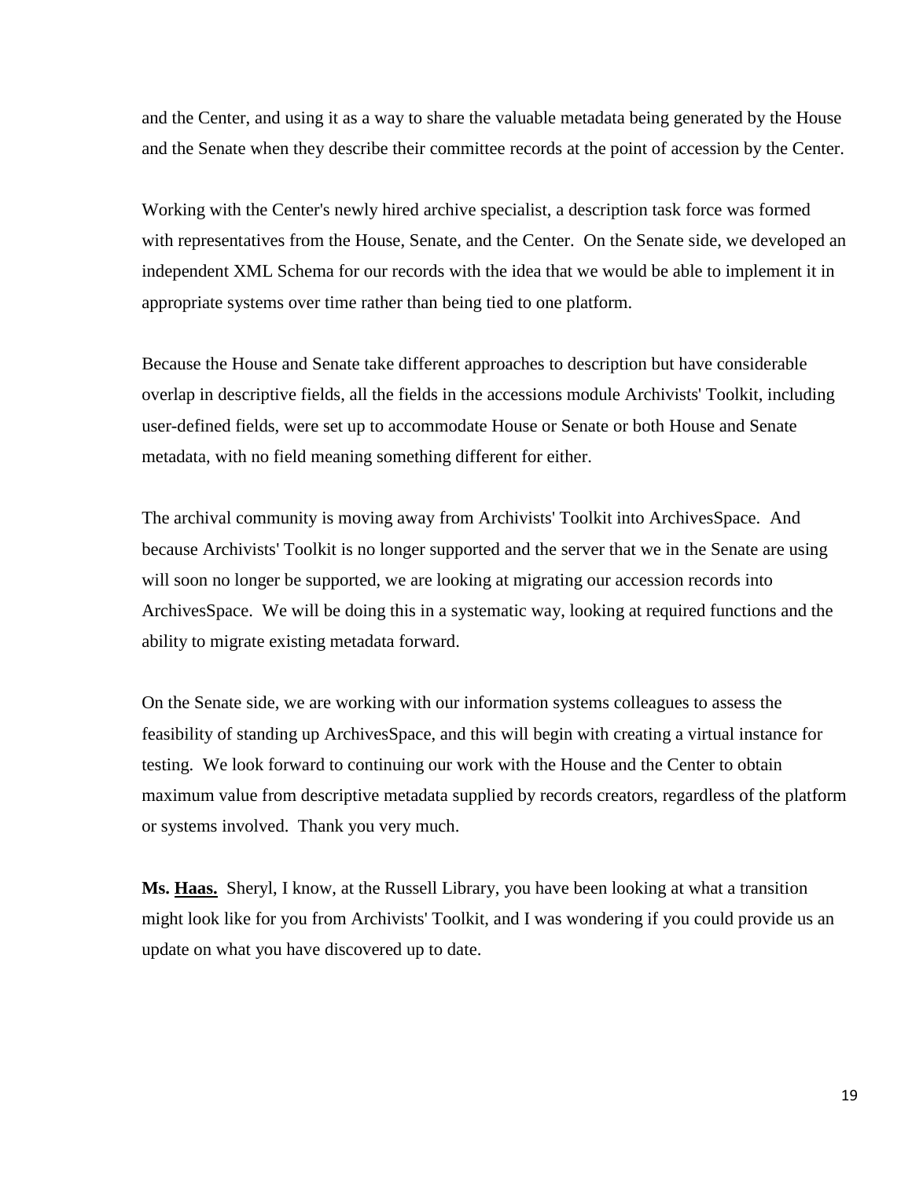and the Center, and using it as a way to share the valuable metadata being generated by the House and the Senate when they describe their committee records at the point of accession by the Center.

Working with the Center's newly hired archive specialist, a description task force was formed with representatives from the House, Senate, and the Center. On the Senate side, we developed an independent XML Schema for our records with the idea that we would be able to implement it in appropriate systems over time rather than being tied to one platform.

Because the House and Senate take different approaches to description but have considerable overlap in descriptive fields, all the fields in the accessions module Archivists' Toolkit, including user-defined fields, were set up to accommodate House or Senate or both House and Senate metadata, with no field meaning something different for either.

The archival community is moving away from Archivists' Toolkit into ArchivesSpace. And because Archivists' Toolkit is no longer supported and the server that we in the Senate are using will soon no longer be supported, we are looking at migrating our accession records into ArchivesSpace. We will be doing this in a systematic way, looking at required functions and the ability to migrate existing metadata forward.

On the Senate side, we are working with our information systems colleagues to assess the feasibility of standing up ArchivesSpace, and this will begin with creating a virtual instance for testing. We look forward to continuing our work with the House and the Center to obtain maximum value from descriptive metadata supplied by records creators, regardless of the platform or systems involved. Thank you very much.

**Ms. <u>Haas.</u>** Sheryl, I know, at the Russell Library, you have been looking at what a transition might look like for you from Archivists' Toolkit, and I was wondering if you could provide us an update on what you have discovered up to date.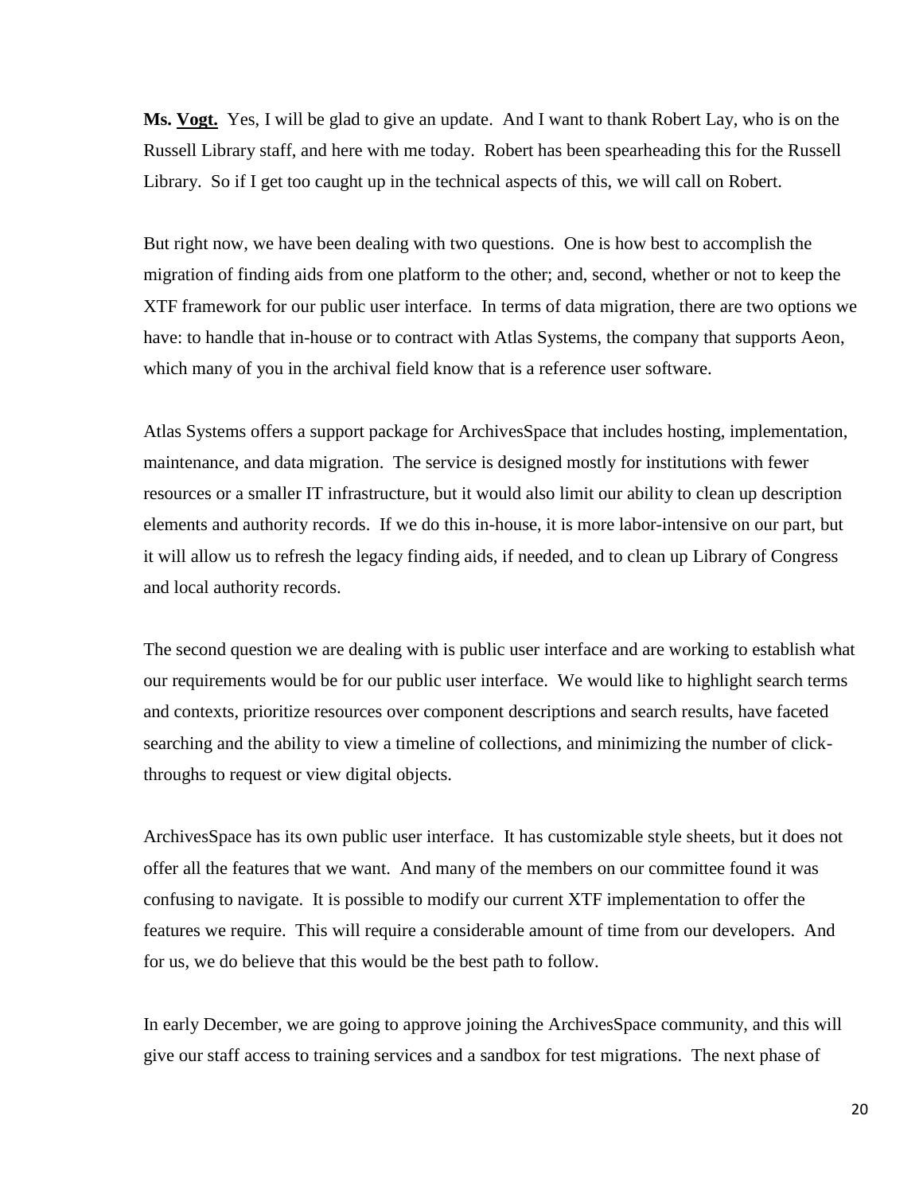**Ms. Vogt.** Yes, I will be glad to give an update. And I want to thank Robert Lay, who is on the Russell Library staff, and here with me today. Robert has been spearheading this for the Russell Library. So if I get too caught up in the technical aspects of this, we will call on Robert.

But right now, we have been dealing with two questions. One is how best to accomplish the migration of finding aids from one platform to the other; and, second, whether or not to keep the XTF framework for our public user interface. In terms of data migration, there are two options we have: to handle that in-house or to contract with Atlas Systems, the company that supports Aeon, which many of you in the archival field know that is a reference user software.

Atlas Systems offers a support package for ArchivesSpace that includes hosting, implementation, maintenance, and data migration. The service is designed mostly for institutions with fewer resources or a smaller IT infrastructure, but it would also limit our ability to clean up description elements and authority records. If we do this in-house, it is more labor-intensive on our part, but it will allow us to refresh the legacy finding aids, if needed, and to clean up Library of Congress and local authority records.

The second question we are dealing with is public user interface and are working to establish what our requirements would be for our public user interface. We would like to highlight search terms and contexts, prioritize resources over component descriptions and search results, have faceted searching and the ability to view a timeline of collections, and minimizing the number of click-throughs to request or view digital objects.

ArchivesSpace has its own public user interface. It has customizable style sheets, but it does not offer all the features that we want. And many of the members on our committee found it was confusing to navigate. It is possible to modify our current XTF implementation to offer the features we require. This will require a considerable amount of time from our developers. And for us, we do believe that this would be the best path to follow.

In early December, we are going to approve joining the ArchivesSpace community, and this will give our staff access to training services and a sandbox for test migrations. The next phase of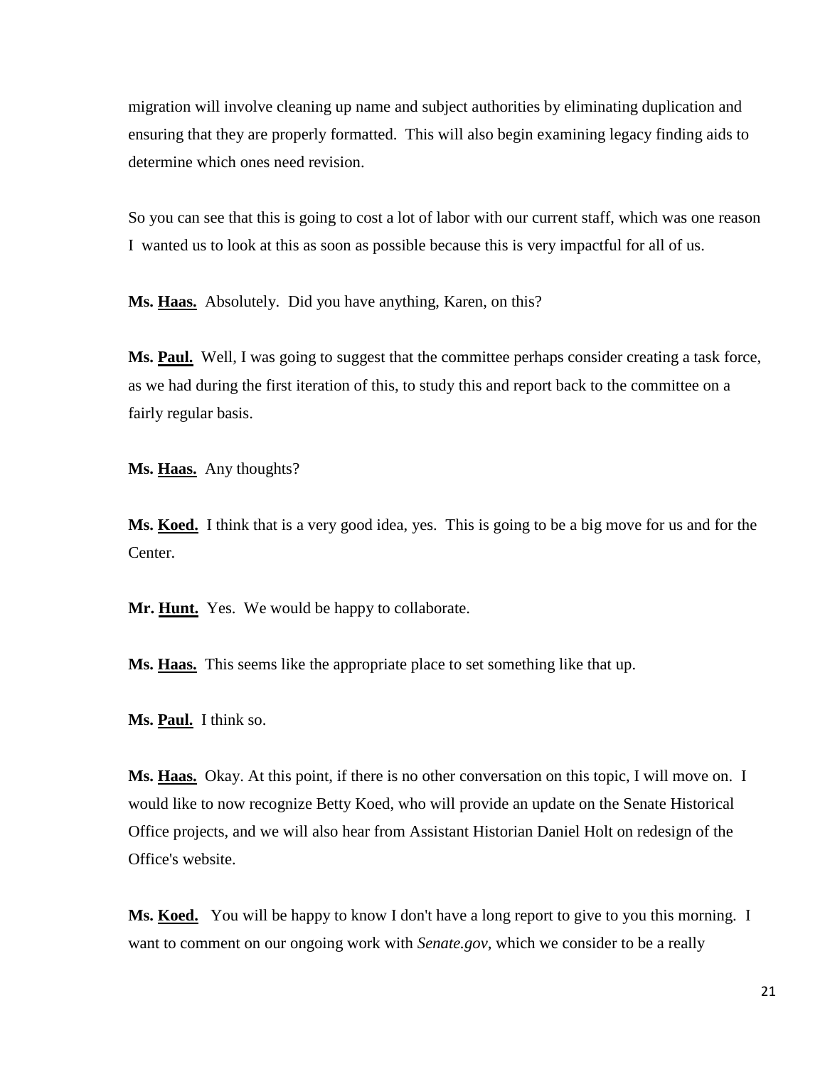migration will involve cleaning up name and subject authorities by eliminating duplication and ensuring that they are properly formatted. This will also begin examining legacy finding aids to determine which ones need revision.

So you can see that this is going to cost a lot of labor with our current staff, which was one reason I wanted us to look at this as soon as possible because this is very impactful for all of us.

**Ms. Haas.** Absolutely. Did you have anything, Karen, on this?

**Ms. Paul.** Well, I was going to suggest that the committee perhaps consider creating a task force, as we had during the first iteration of this, to study this and report back to the committee on a fairly regular basis.

**Ms. Haas.** Any thoughts?

**Ms. Koed.** I think that is a very good idea, yes. This is going to be a big move for us and for the Center.

**Mr. Hunt.** Yes. We would be happy to collaborate.

**Ms. Haas.** This seems like the appropriate place to set something like that up.

**Ms. Paul.** I think so.

**Ms. Haas.** Okay. At this point, if there is no other conversation on this topic, I will move on. I would like to now recognize Betty Koed, who will provide an update on the Senate Historical Office projects, and we will also hear from Assistant Historian Daniel Holt on redesign of the Office's website.

**Ms. Koed.** You will be happy to know I don't have a long report to give to you this morning. I want to comment on our ongoing work with *Senate.gov*, which we consider to be a really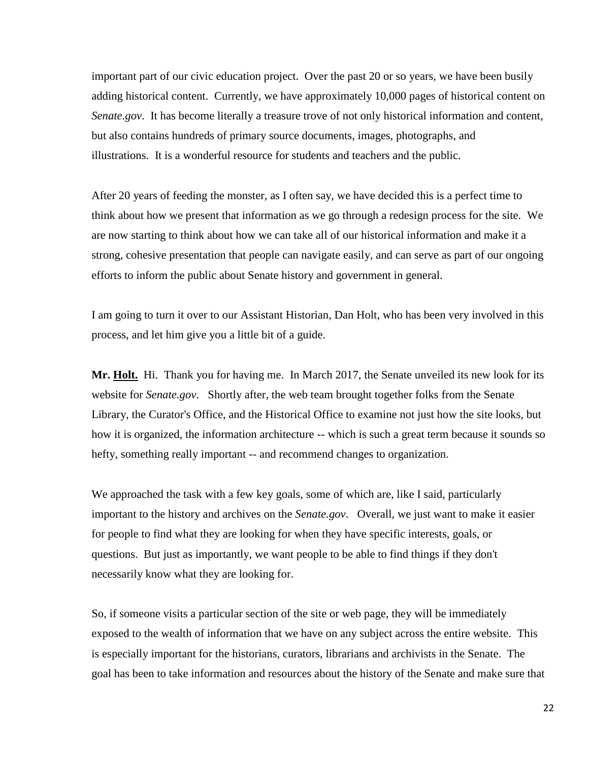important part of our civic education project. Over the past 20 or so years, we have been busily adding historical content. Currently, we have approximately 10,000 pages of historical content on *Senate.gov*. It has become literally a treasure trove of not only historical information and content, but also contains hundreds of primary source documents, images, photographs, and illustrations. It is a wonderful resource for students and teachers and the public.

After 20 years of feeding the monster, as I often say, we have decided this is a perfect time to think about how we present that information as we go through a redesign process for the site. We are now starting to think about how we can take all of our historical information and make it a strong, cohesive presentation that people can navigate easily, and can serve as part of our ongoing efforts to inform the public about Senate history and government in general.

I am going to turn it over to our Assistant Historian, Dan Holt, who has been very involved in this process, and let him give you a little bit of a guide.

**Mr. Holt.** Hi. Thank you for having me. In March 2017, the Senate unveiled its new look for its website for *Senate.gov*. Shortly after, the web team brought together folks from the Senate Library, the Curator's Office, and the Historical Office to examine not just how the site looks, but how it is organized, the information architecture -- which is such a great term because it sounds so hefty, something really important -- and recommend changes to organization.

We approached the task with a few key goals, some of which are, like I said, particularly important to the history and archives on the *Senate.gov*. Overall, we just want to make it easier for people to find what they are looking for when they have specific interests, goals, or questions. But just as importantly, we want people to be able to find things if they don't necessarily know what they are looking for.

So, if someone visits a particular section of the site or web page, they will be immediately exposed to the wealth of information that we have on any subject across the entire website. This is especially important for the historians, curators, librarians and archivists in the Senate. The goal has been to take information and resources about the history of the Senate and make sure that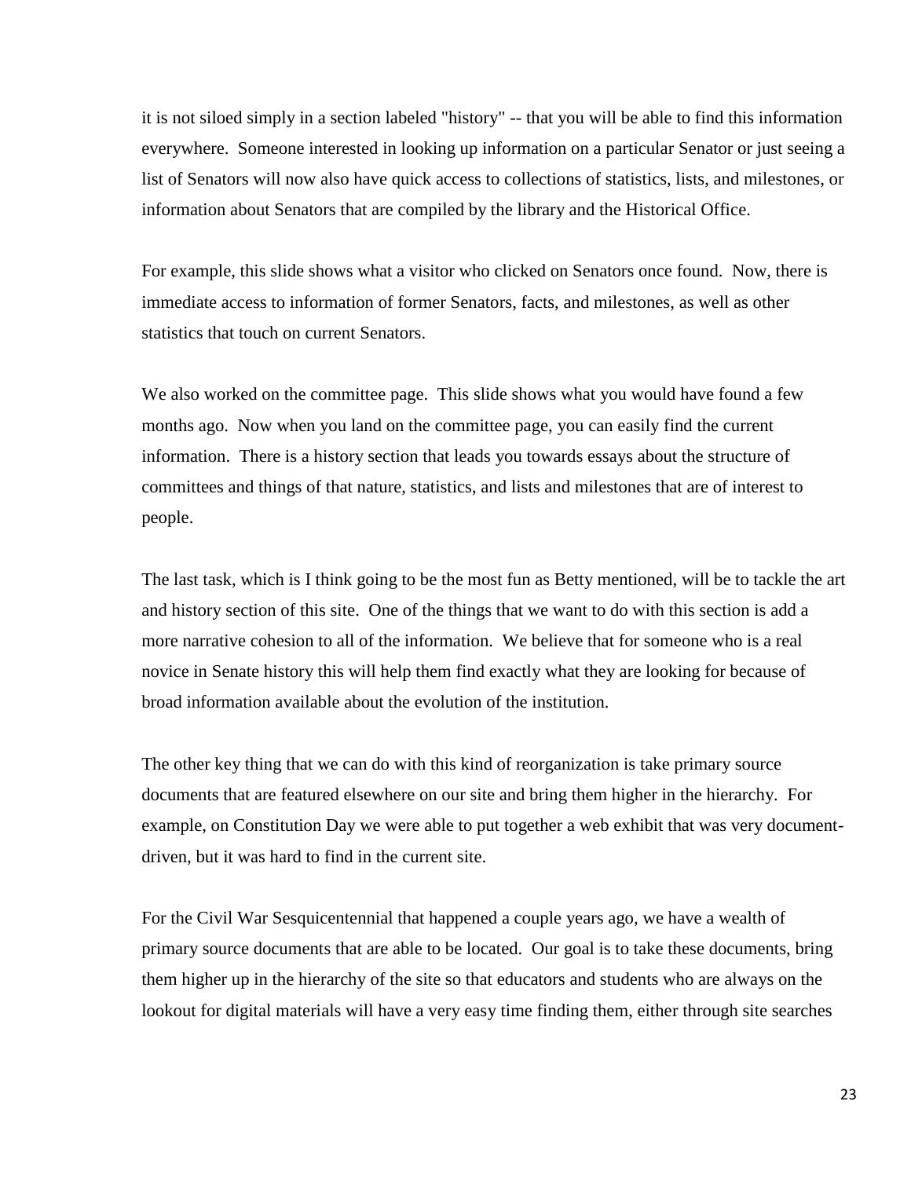it is not siloed simply in a section labeled "history" -- that you will be able to find this information everywhere. Someone interested in looking up information on a particular Senator or just seeing a list of Senators will now also have quick access to collections of statistics, lists, and milestones, or information about Senators that are compiled by the library and the Historical Office.

For example, this slide shows what a visitor who clicked on Senators once found. Now, there is immediate access to information of former Senators, facts, and milestones, as well as other statistics that touch on current Senators.

We also worked on the committee page. This slide shows what you would have found a few months ago. Now when you land on the committee page, you can easily find the current information. There is a history section that leads you towards essays about the structure of committees and things of that nature, statistics, and lists and milestones that are of interest to people.

The last task, which is I think going to be the most fun as Betty mentioned, will be to tackle the art and history section of this site. One of the things that we want to do with this section is add a more narrative cohesion to all of the information. We believe that for someone who is a real novice in Senate history this will help them find exactly what they are looking for because of broad information available about the evolution of the institution.

The other key thing that we can do with this kind of reorganization is take primary source documents that are featured elsewhere on our site and bring them higher in the hierarchy. For example, on Constitution Day we were able to put together a web exhibit that was very document-driven, but it was hard to find in the current site.

For the Civil War Sesquicentennial that happened a couple years ago, we have a wealth of primary source documents that are able to be located. Our goal is to take these documents, bring them higher up in the hierarchy of the site so that educators and students who are always on the lookout for digital materials will have a very easy time finding them, either through site searches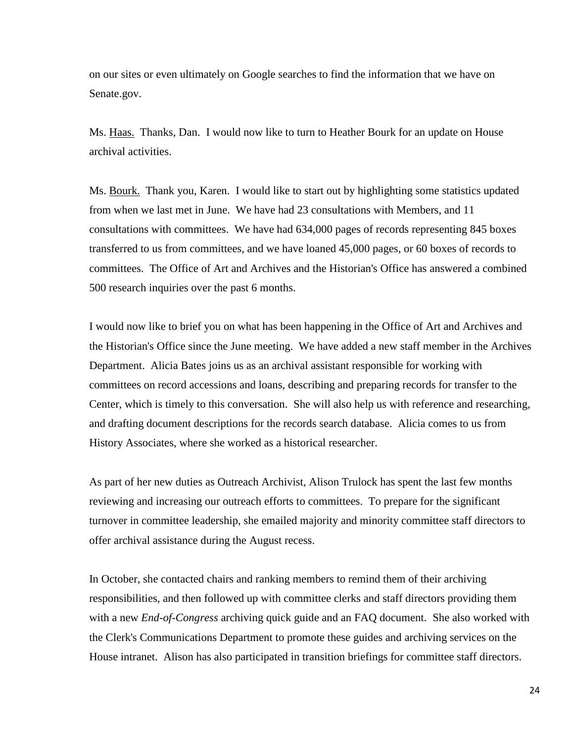on our sites or even ultimately on Google searches to find the information that we have on Senate.gov.

Ms. Haas. Thanks, Dan. I would now like to turn to Heather Bourk for an update on House archival activities.

Ms. Bourk. Thank you, Karen. I would like to start out by highlighting some statistics updated from when we last met in June. We have had 23 consultations with Members, and 11 consultations with committees. We have had 634,000 pages of records representing 845 boxes transferred to us from committees, and we have loaned 45,000 pages, or 60 boxes of records to committees. The Office of Art and Archives and the Historian's Office has answered a combined 500 research inquiries over the past 6 months.

I would now like to brief you on what has been happening in the Office of Art and Archives and the Historian's Office since the June meeting. We have added a new staff member in the Archives Department. Alicia Bates joins us as an archival assistant responsible for working with committees on record accessions and loans, describing and preparing records for transfer to the Center, which is timely to this conversation. She will also help us with reference and researching, and drafting document descriptions for the records search database. Alicia comes to us from History Associates, where she worked as a historical researcher.

As part of her new duties as Outreach Archivist, Alison Trulock has spent the last few months reviewing and increasing our outreach efforts to committees. To prepare for the significant turnover in committee leadership, she emailed majority and minority committee staff directors to offer archival assistance during the August recess.

In October, she contacted chairs and ranking members to remind them of their archiving responsibilities, and then followed up with committee clerks and staff directors providing them with a new *End-of-Congress* archiving quick guide and an FAQ document. She also worked with the Clerk's Communications Department to promote these guides and archiving services on the House intranet. Alison has also participated in transition briefings for committee staff directors.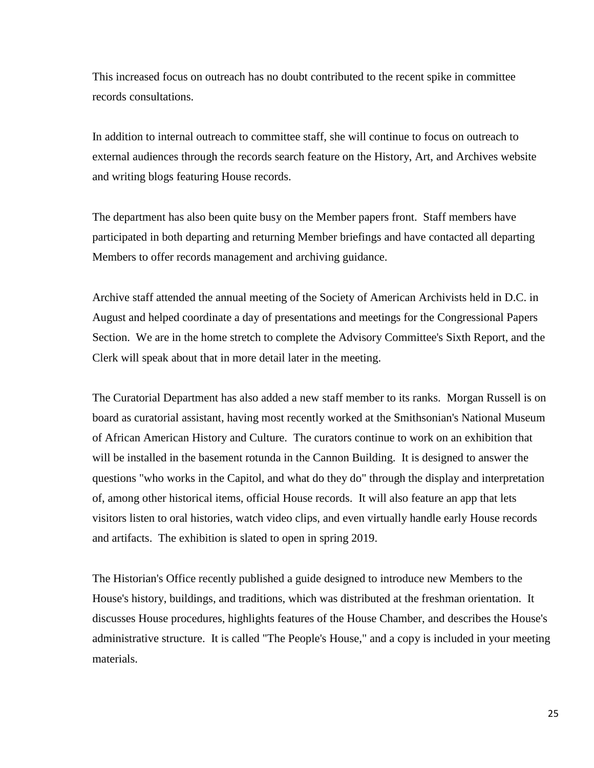This increased focus on outreach has no doubt contributed to the recent spike in committee records consultations.

In addition to internal outreach to committee staff, she will continue to focus on outreach to external audiences through the records search feature on the History, Art, and Archives website and writing blogs featuring House records.

The department has also been quite busy on the Member papers front. Staff members have participated in both departing and returning Member briefings and have contacted all departing Members to offer records management and archiving guidance.

Archive staff attended the annual meeting of the Society of American Archivists held in D.C. in August and helped coordinate a day of presentations and meetings for the Congressional Papers Section. We are in the home stretch to complete the Advisory Committee's Sixth Report, and the Clerk will speak about that in more detail later in the meeting.

The Curatorial Department has also added a new staff member to its ranks. Morgan Russell is on board as curatorial assistant, having most recently worked at the Smithsonian's National Museum of African American History and Culture. The curators continue to work on an exhibition that will be installed in the basement rotunda in the Cannon Building. It is designed to answer the questions "who works in the Capitol, and what do they do" through the display and interpretation of, among other historical items, official House records. It will also feature an app that lets visitors listen to oral histories, watch video clips, and even virtually handle early House records and artifacts. The exhibition is slated to open in spring 2019.

The Historian's Office recently published a guide designed to introduce new Members to the House's history, buildings, and traditions, which was distributed at the freshman orientation. It discusses House procedures, highlights features of the House Chamber, and describes the House's administrative structure. It is called "The People's House," and a copy is included in your meeting materials.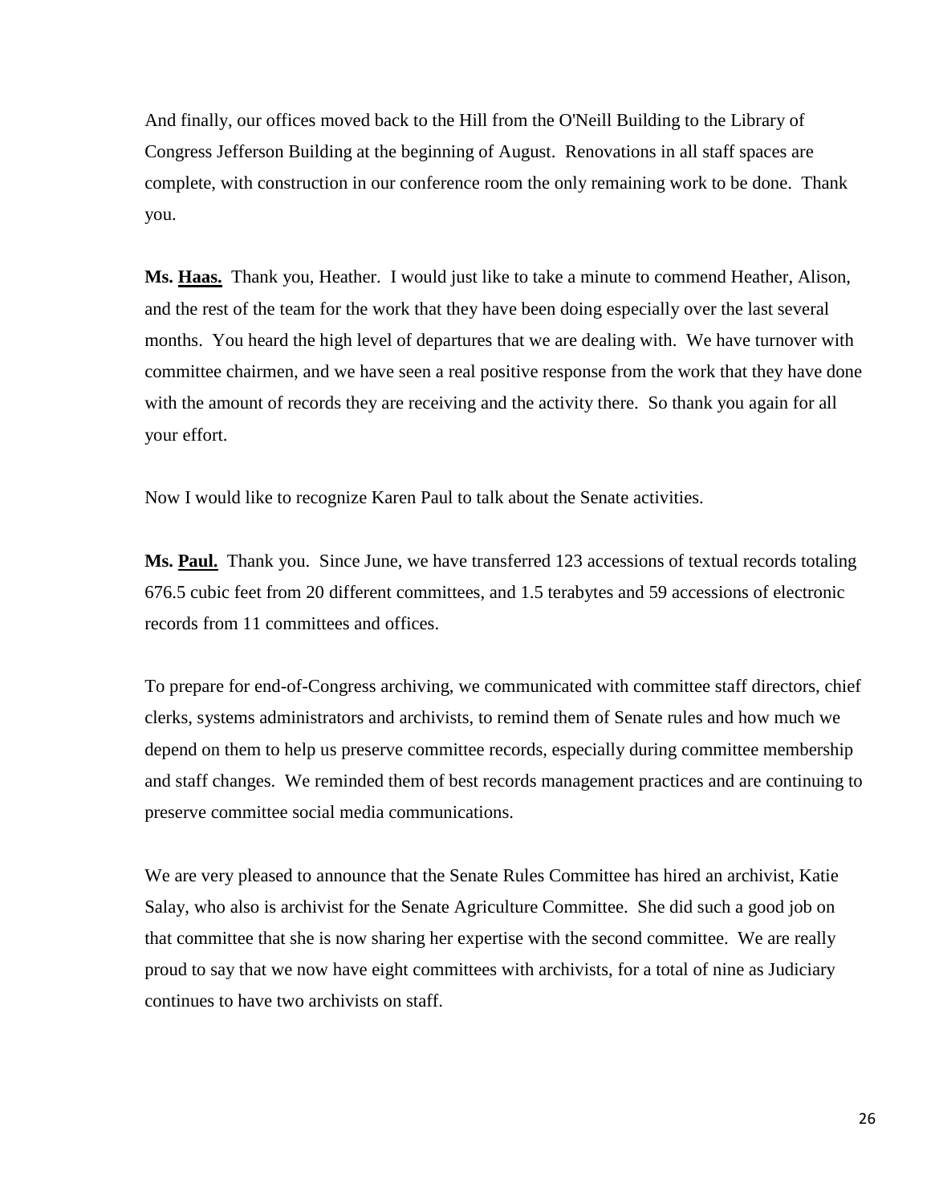And finally, our offices moved back to the Hill from the O'Neill Building to the Library of Congress Jefferson Building at the beginning of August. Renovations in all staff spaces are complete, with construction in our conference room the only remaining work to be done. Thank you.

**Ms. Haas.** Thank you, Heather. I would just like to take a minute to commend Heather, Alison, and the rest of the team for the work that they have been doing especially over the last several months. You heard the high level of departures that we are dealing with. We have turnover with committee chairmen, and we have seen a real positive response from the work that they have done with the amount of records they are receiving and the activity there. So thank you again for all your effort.

Now I would like to recognize Karen Paul to talk about the Senate activities.

**Ms. Paul.** Thank you. Since June, we have transferred 123 accessions of textual records totaling 676.5 cubic feet from 20 different committees, and 1.5 terabytes and 59 accessions of electronic records from 11 committees and offices.

To prepare for end-of-Congress archiving, we communicated with committee staff directors, chief clerks, systems administrators and archivists, to remind them of Senate rules and how much we depend on them to help us preserve committee records, especially during committee membership and staff changes. We reminded them of best records management practices and are continuing to preserve committee social media communications.

We are very pleased to announce that the Senate Rules Committee has hired an archivist, Katie Salay, who also is archivist for the Senate Agriculture Committee. She did such a good job on that committee that she is now sharing her expertise with the second committee. We are really proud to say that we now have eight committees with archivists, for a total of nine as Judiciary continues to have two archivists on staff.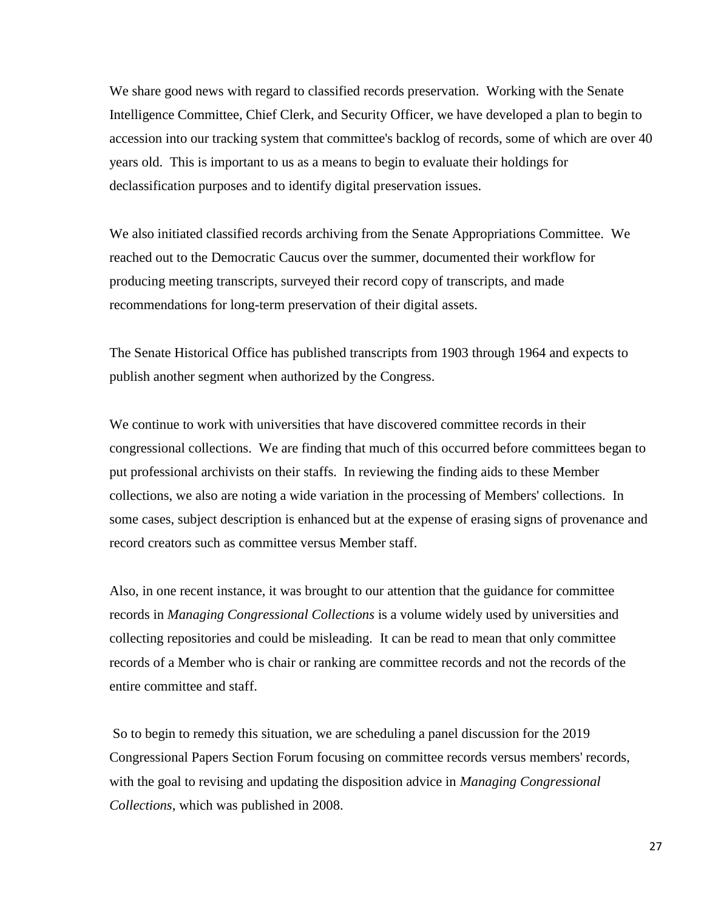We share good news with regard to classified records preservation. Working with the Senate Intelligence Committee, Chief Clerk, and Security Officer, we have developed a plan to begin to accession into our tracking system that committee's backlog of records, some of which are over 40 years old. This is important to us as a means to begin to evaluate their holdings for declassification purposes and to identify digital preservation issues.

We also initiated classified records archiving from the Senate Appropriations Committee. We reached out to the Democratic Caucus over the summer, documented their workflow for producing meeting transcripts, surveyed their record copy of transcripts, and made recommendations for long-term preservation of their digital assets.

The Senate Historical Office has published transcripts from 1903 through 1964 and expects to publish another segment when authorized by the Congress.

We continue to work with universities that have discovered committee records in their congressional collections. We are finding that much of this occurred before committees began to put professional archivists on their staffs. In reviewing the finding aids to these Member collections, we also are noting a wide variation in the processing of Members' collections. In some cases, subject description is enhanced but at the expense of erasing signs of provenance and record creators such as committee versus Member staff.

Also, in one recent instance, it was brought to our attention that the guidance for committee records in *Managing Congressional Collections* is a volume widely used by universities and collecting repositories and could be misleading. It can be read to mean that only committee records of a Member who is chair or ranking are committee records and not the records of the entire committee and staff.

So to begin to remedy this situation, we are scheduling a panel discussion for the 2019 Congressional Papers Section Forum focusing on committee records versus members' records, with the goal to revising and updating the disposition advice in *Managing Congressional Collections*, which was published in 2008.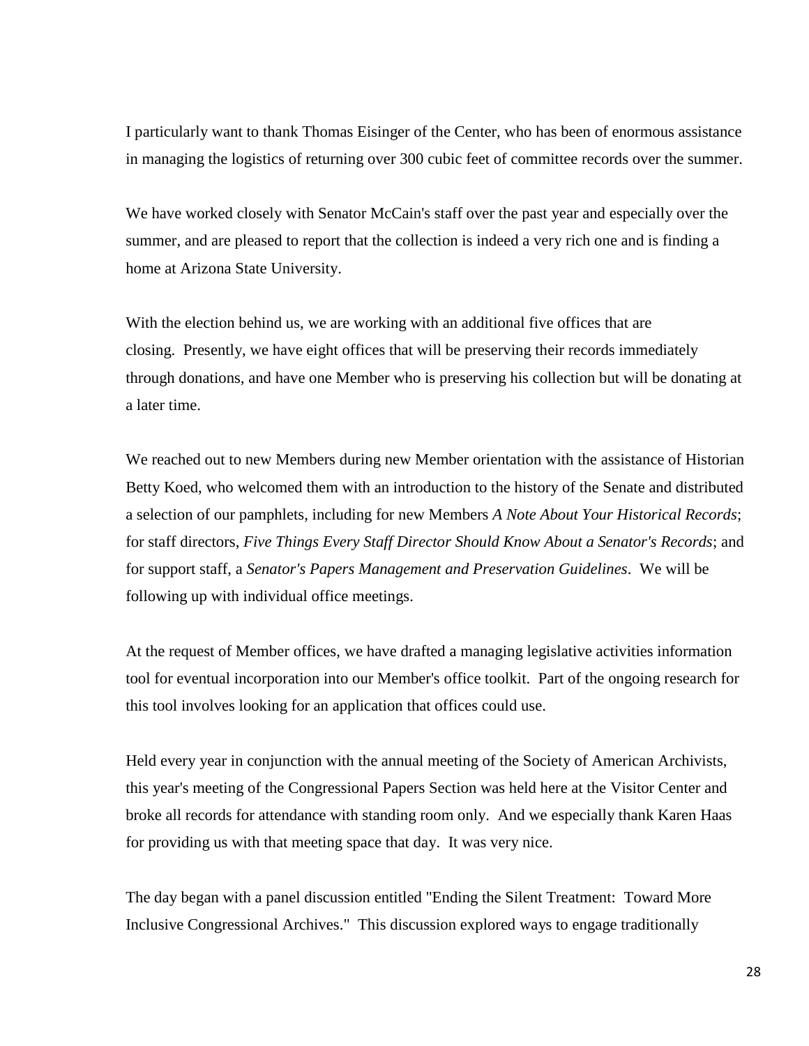I particularly want to thank Thomas Eisinger of the Center, who has been of enormous assistance in managing the logistics of returning over 300 cubic feet of committee records over the summer.

We have worked closely with Senator McCain's staff over the past year and especially over the summer, and are pleased to report that the collection is indeed a very rich one and is finding a home at Arizona State University.

With the election behind us, we are working with an additional five offices that are closing. Presently, we have eight offices that will be preserving their records immediately through donations, and have one Member who is preserving his collection but will be donating at a later time.

We reached out to new Members during new Member orientation with the assistance of Historian Betty Koed, who welcomed them with an introduction to the history of the Senate and distributed a selection of our pamphlets, including for new Members *A Note About Your Historical Records*; for staff directors, *Five Things Every Staff Director Should Know About a Senator's Records*; and for support staff, a *Senator's Papers Management and Preservation Guidelines*. We will be following up with individual office meetings.

At the request of Member offices, we have drafted a managing legislative activities information tool for eventual incorporation into our Member's office toolkit. Part of the ongoing research for this tool involves looking for an application that offices could use.

Held every year in conjunction with the annual meeting of the Society of American Archivists, this year's meeting of the Congressional Papers Section was held here at the Visitor Center and broke all records for attendance with standing room only. And we especially thank Karen Haas for providing us with that meeting space that day. It was very nice.

The day began with a panel discussion entitled "Ending the Silent Treatment: Toward More Inclusive Congressional Archives." This discussion explored ways to engage traditionally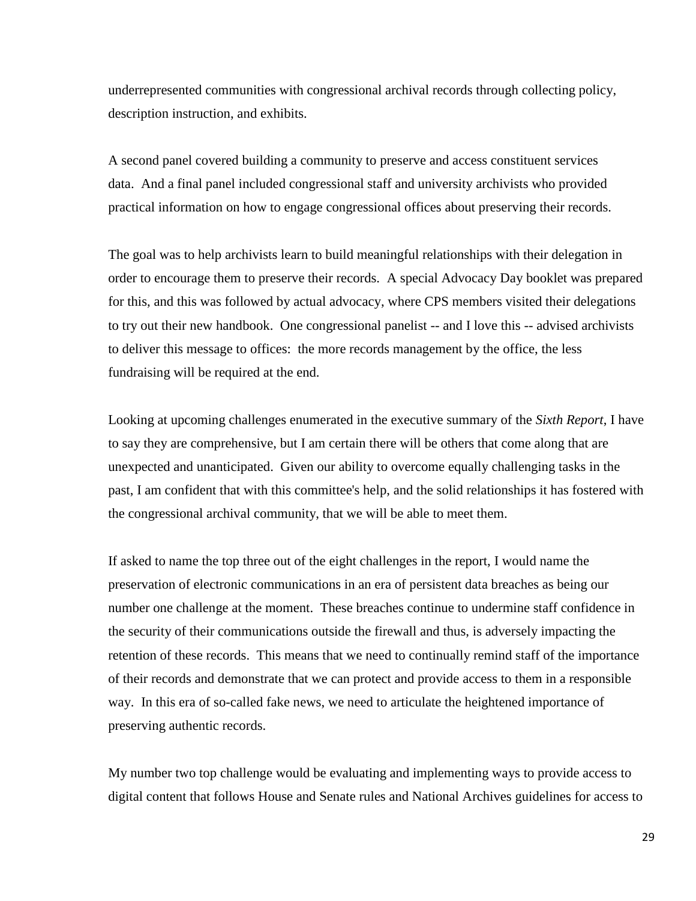underrepresented communities with congressional archival records through collecting policy, description instruction, and exhibits.

A second panel covered building a community to preserve and access constituent services data. And a final panel included congressional staff and university archivists who provided practical information on how to engage congressional offices about preserving their records.

The goal was to help archivists learn to build meaningful relationships with their delegation in order to encourage them to preserve their records. A special Advocacy Day booklet was prepared for this, and this was followed by actual advocacy, where CPS members visited their delegations to try out their new handbook. One congressional panelist -- and I love this -- advised archivists to deliver this message to offices: the more records management by the office, the less fundraising will be required at the end.

Looking at upcoming challenges enumerated in the executive summary of the *Sixth Report,* I have to say they are comprehensive, but I am certain there will be others that come along that are unexpected and unanticipated. Given our ability to overcome equally challenging tasks in the past, I am confident that with this committee's help, and the solid relationships it has fostered with the congressional archival community, that we will be able to meet them.

If asked to name the top three out of the eight challenges in the report, I would name the preservation of electronic communications in an era of persistent data breaches as being our number one challenge at the moment. These breaches continue to undermine staff confidence in the security of their communications outside the firewall and thus, is adversely impacting the retention of these records. This means that we need to continually remind staff of the importance of their records and demonstrate that we can protect and provide access to them in a responsible way. In this era of so-called fake news, we need to articulate the heightened importance of preserving authentic records.

My number two top challenge would be evaluating and implementing ways to provide access to digital content that follows House and Senate rules and National Archives guidelines for access to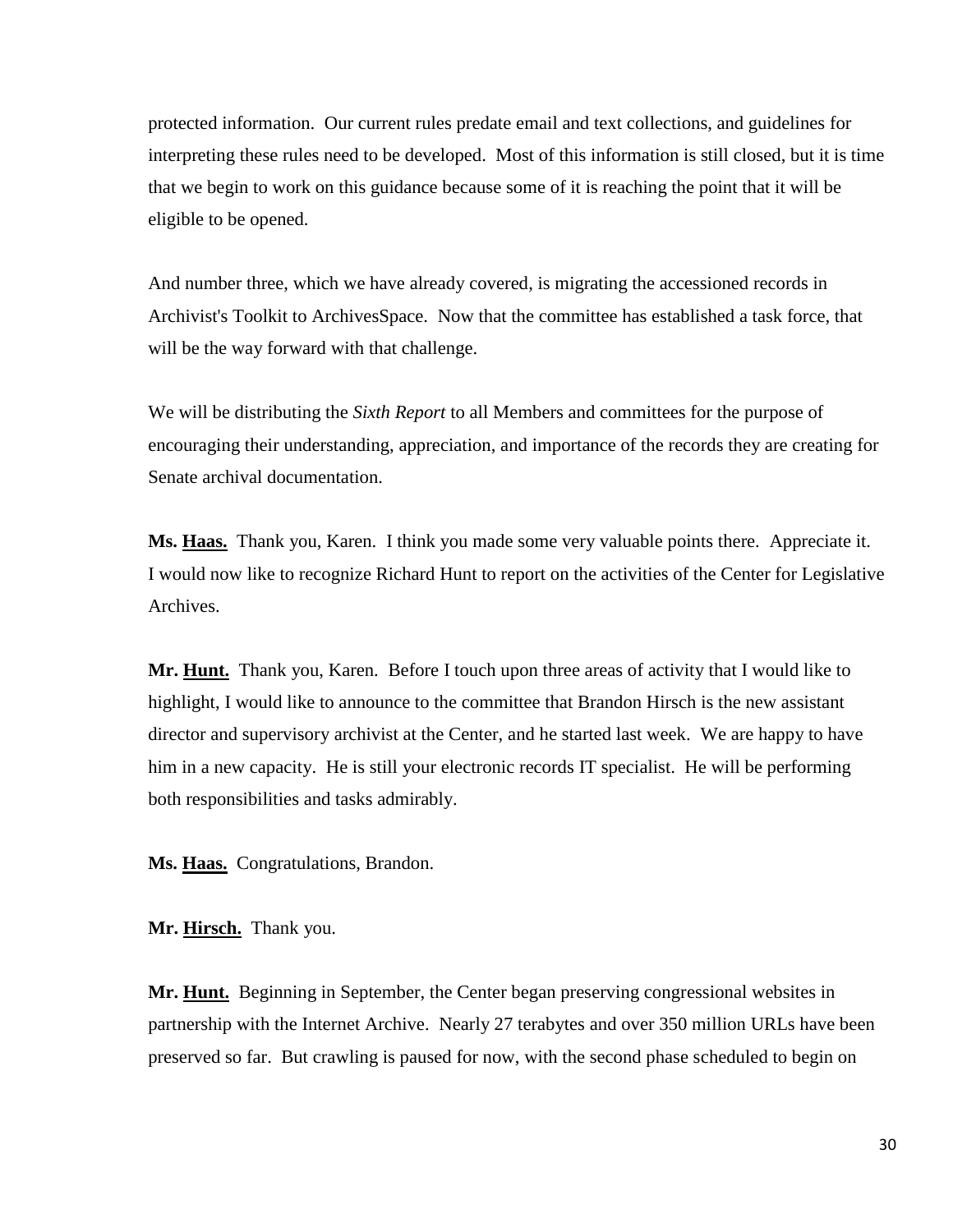protected information.  Our current rules predate email and text collections, and guidelines for interpreting these rules need to be developed.  Most of this information is still closed, but it is time that we begin to work on this guidance because some of it is reaching the point that it will be eligible to be opened.

And number three, which we have already covered, is migrating the accessioned records in Archivist's Toolkit to ArchivesSpace.  Now that the committee has established a task force, that will be the way forward with that challenge.

We will be distributing the *Sixth Report* to all Members and committees for the purpose of encouraging their understanding, appreciation, and importance of the records they are creating for Senate archival documentation.

**Ms. Haas.**  Thank you, Karen.  I think you made some very valuable points there.  Appreciate it.  I would now like to recognize Richard Hunt to report on the activities of the Center for Legislative Archives.

**Mr. Hunt.**  Thank you, Karen.  Before I touch upon three areas of activity that I would like to highlight, I would like to announce to the committee that Brandon Hirsch is the new assistant director and supervisory archivist at the Center, and he started last week.  We are happy to have him in a new capacity.  He is still your electronic records IT specialist.  He will be performing both responsibilities and tasks admirably.

**Ms. Haas.**  Congratulations, Brandon.

**Mr. Hirsch.**  Thank you.

**Mr. Hunt.**  Beginning in September, the Center began preserving congressional websites in partnership with the Internet Archive.  Nearly 27 terabytes and over 350 million URLs have been preserved so far.  But crawling is paused for now, with the second phase scheduled to begin on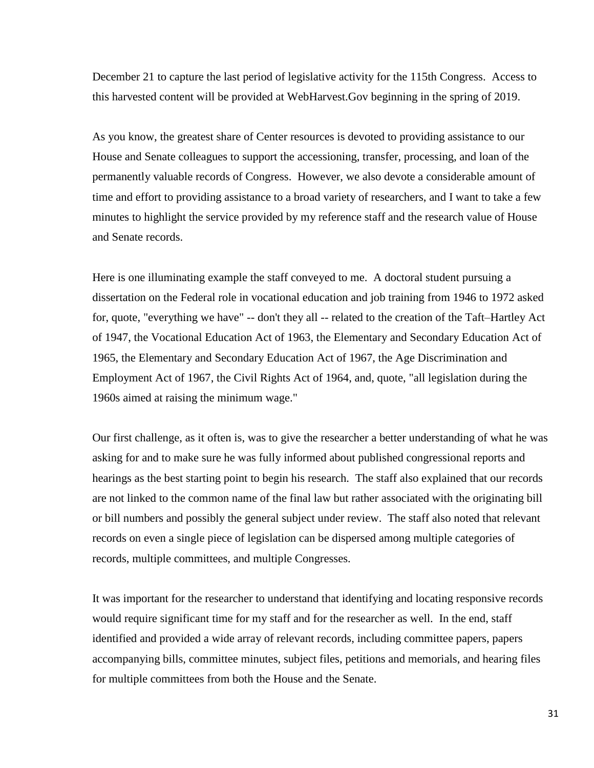December 21 to capture the last period of legislative activity for the 115th Congress. Access to this harvested content will be provided at WebHarvest.Gov beginning in the spring of 2019.

As you know, the greatest share of Center resources is devoted to providing assistance to our House and Senate colleagues to support the accessioning, transfer, processing, and loan of the permanently valuable records of Congress. However, we also devote a considerable amount of time and effort to providing assistance to a broad variety of researchers, and I want to take a few minutes to highlight the service provided by my reference staff and the research value of House and Senate records.

Here is one illuminating example the staff conveyed to me. A doctoral student pursuing a dissertation on the Federal role in vocational education and job training from 1946 to 1972 asked for, quote, "everything we have" -- don't they all -- related to the creation of the Taft–Hartley Act of 1947, the Vocational Education Act of 1963, the Elementary and Secondary Education Act of 1965, the Elementary and Secondary Education Act of 1967, the Age Discrimination and Employment Act of 1967, the Civil Rights Act of 1964, and, quote, "all legislation during the 1960s aimed at raising the minimum wage."

Our first challenge, as it often is, was to give the researcher a better understanding of what he was asking for and to make sure he was fully informed about published congressional reports and hearings as the best starting point to begin his research. The staff also explained that our records are not linked to the common name of the final law but rather associated with the originating bill or bill numbers and possibly the general subject under review. The staff also noted that relevant records on even a single piece of legislation can be dispersed among multiple categories of records, multiple committees, and multiple Congresses.

It was important for the researcher to understand that identifying and locating responsive records would require significant time for my staff and for the researcher as well. In the end, staff identified and provided a wide array of relevant records, including committee papers, papers accompanying bills, committee minutes, subject files, petitions and memorials, and hearing files for multiple committees from both the House and the Senate.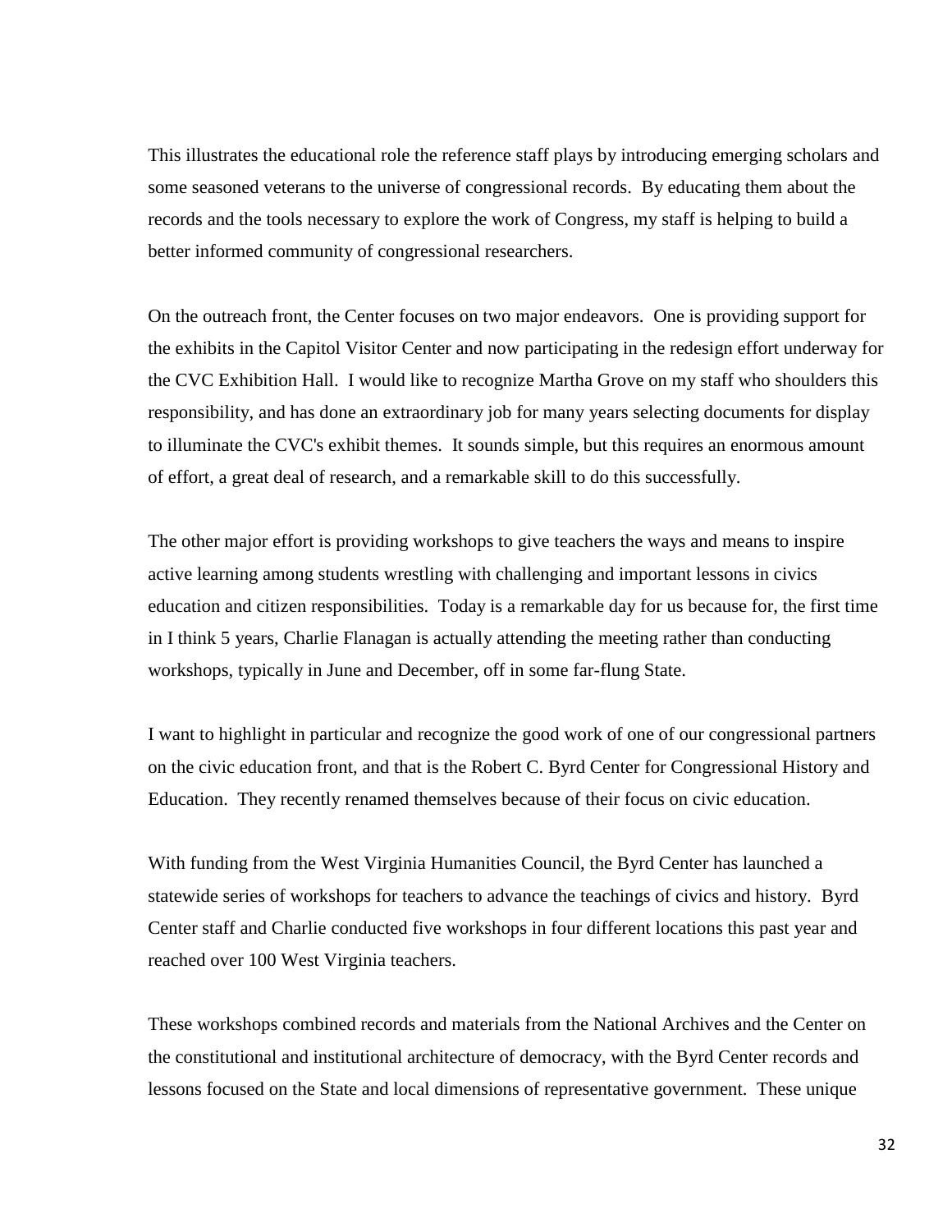This illustrates the educational role the reference staff plays by introducing emerging scholars and some seasoned veterans to the universe of congressional records. By educating them about the records and the tools necessary to explore the work of Congress, my staff is helping to build a better informed community of congressional researchers.

On the outreach front, the Center focuses on two major endeavors. One is providing support for the exhibits in the Capitol Visitor Center and now participating in the redesign effort underway for the CVC Exhibition Hall. I would like to recognize Martha Grove on my staff who shoulders this responsibility, and has done an extraordinary job for many years selecting documents for display to illuminate the CVC's exhibit themes. It sounds simple, but this requires an enormous amount of effort, a great deal of research, and a remarkable skill to do this successfully.

The other major effort is providing workshops to give teachers the ways and means to inspire active learning among students wrestling with challenging and important lessons in civics education and citizen responsibilities. Today is a remarkable day for us because for, the first time in I think 5 years, Charlie Flanagan is actually attending the meeting rather than conducting workshops, typically in June and December, off in some far-flung State.

I want to highlight in particular and recognize the good work of one of our congressional partners on the civic education front, and that is the Robert C. Byrd Center for Congressional History and Education. They recently renamed themselves because of their focus on civic education.

With funding from the West Virginia Humanities Council, the Byrd Center has launched a statewide series of workshops for teachers to advance the teachings of civics and history. Byrd Center staff and Charlie conducted five workshops in four different locations this past year and reached over 100 West Virginia teachers.

These workshops combined records and materials from the National Archives and the Center on the constitutional and institutional architecture of democracy, with the Byrd Center records and lessons focused on the State and local dimensions of representative government. These unique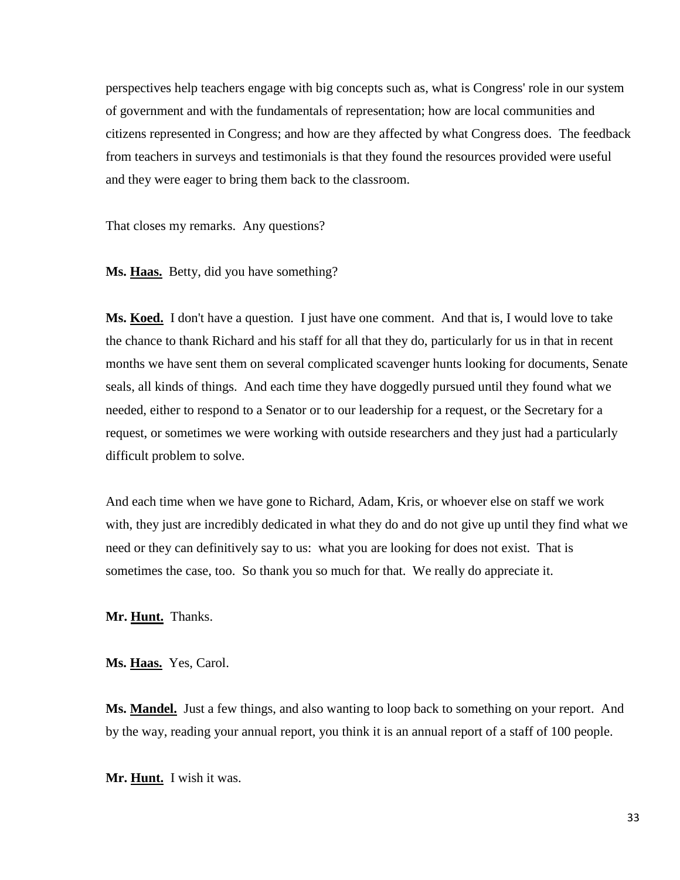perspectives help teachers engage with big concepts such as, what is Congress' role in our system of government and with the fundamentals of representation; how are local communities and citizens represented in Congress; and how are they affected by what Congress does. The feedback from teachers in surveys and testimonials is that they found the resources provided were useful and they were eager to bring them back to the classroom.

That closes my remarks. Any questions?

**Ms. Haas.** Betty, did you have something?

**Ms. Koed.** I don't have a question. I just have one comment. And that is, I would love to take the chance to thank Richard and his staff for all that they do, particularly for us in that in recent months we have sent them on several complicated scavenger hunts looking for documents, Senate seals, all kinds of things. And each time they have doggedly pursued until they found what we needed, either to respond to a Senator or to our leadership for a request, or the Secretary for a request, or sometimes we were working with outside researchers and they just had a particularly difficult problem to solve.

And each time when we have gone to Richard, Adam, Kris, or whoever else on staff we work with, they just are incredibly dedicated in what they do and do not give up until they find what we need or they can definitively say to us: what you are looking for does not exist. That is sometimes the case, too. So thank you so much for that. We really do appreciate it.

**Mr. Hunt.** Thanks.

**Ms. Haas.** Yes, Carol.

**Ms. Mandel.** Just a few things, and also wanting to loop back to something on your report. And by the way, reading your annual report, you think it is an annual report of a staff of 100 people.

**Mr. Hunt.** I wish it was.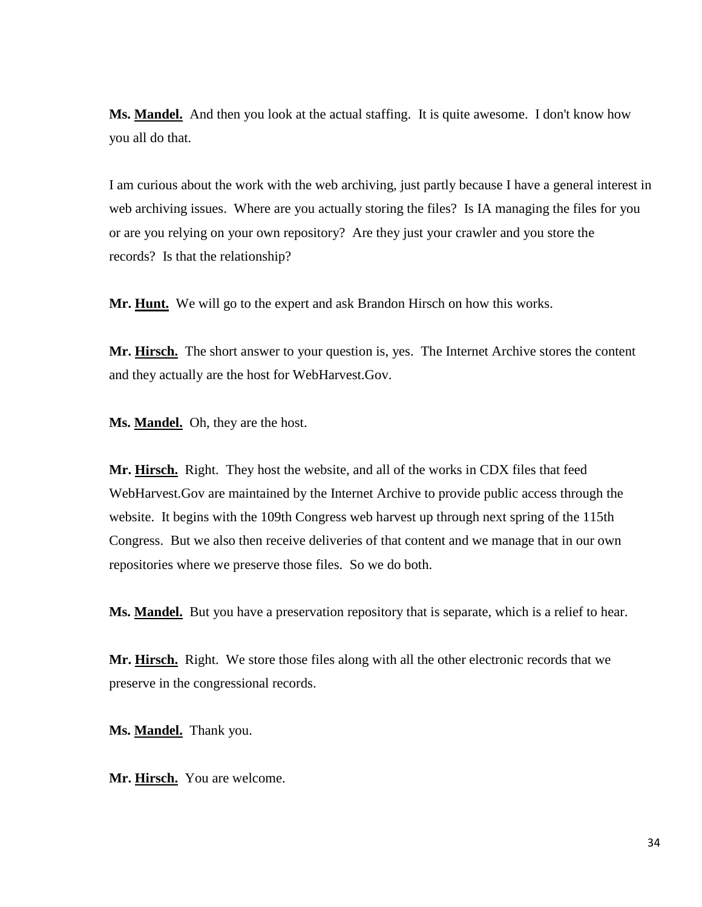**Ms. Mandel.** And then you look at the actual staffing. It is quite awesome. I don't know how you all do that.

I am curious about the work with the web archiving, just partly because I have a general interest in web archiving issues. Where are you actually storing the files? Is IA managing the files for you or are you relying on your own repository? Are they just your crawler and you store the records? Is that the relationship?

**Mr. Hunt.** We will go to the expert and ask Brandon Hirsch on how this works.

**Mr. Hirsch.** The short answer to your question is, yes. The Internet Archive stores the content and they actually are the host for WebHarvest.Gov.

**Ms. Mandel.** Oh, they are the host.

**Mr. Hirsch.** Right. They host the website, and all of the works in CDX files that feed WebHarvest.Gov are maintained by the Internet Archive to provide public access through the website. It begins with the 109th Congress web harvest up through next spring of the 115th Congress. But we also then receive deliveries of that content and we manage that in our own repositories where we preserve those files. So we do both.

**Ms. Mandel.** But you have a preservation repository that is separate, which is a relief to hear.

**Mr. Hirsch.** Right. We store those files along with all the other electronic records that we preserve in the congressional records.

**Ms. Mandel.** Thank you.

**Mr. Hirsch.** You are welcome.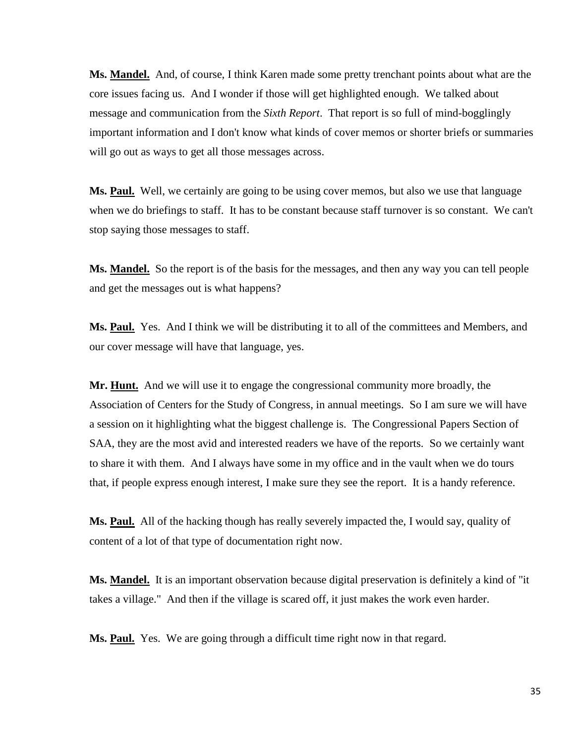**Ms. <u>Mandel.</u>** And, of course, I think Karen made some pretty trenchant points about what are the core issues facing us. And I wonder if those will get highlighted enough. We talked about message and communication from the *Sixth Report*. That report is so full of mind-bogglingly important information and I don't know what kinds of cover memos or shorter briefs or summaries will go out as ways to get all those messages across.

**Ms. <u>Paul.</u>** Well, we certainly are going to be using cover memos, but also we use that language when we do briefings to staff. It has to be constant because staff turnover is so constant. We can't stop saying those messages to staff.

**Ms. <u>Mandel.</u>** So the report is of the basis for the messages, and then any way you can tell people and get the messages out is what happens?

**Ms. <u>Paul.</u>** Yes. And I think we will be distributing it to all of the committees and Members, and our cover message will have that language, yes.

**Mr. <u>Hunt.</u>** And we will use it to engage the congressional community more broadly, the Association of Centers for the Study of Congress, in annual meetings. So I am sure we will have a session on it highlighting what the biggest challenge is. The Congressional Papers Section of SAA, they are the most avid and interested readers we have of the reports. So we certainly want to share it with them. And I always have some in my office and in the vault when we do tours that, if people express enough interest, I make sure they see the report. It is a handy reference.

**Ms. <u>Paul.</u>** All of the hacking though has really severely impacted the, I would say, quality of content of a lot of that type of documentation right now.

**Ms. <u>Mandel.</u>** It is an important observation because digital preservation is definitely a kind of "it takes a village." And then if the village is scared off, it just makes the work even harder.

**Ms. <u>Paul.</u>** Yes. We are going through a difficult time right now in that regard.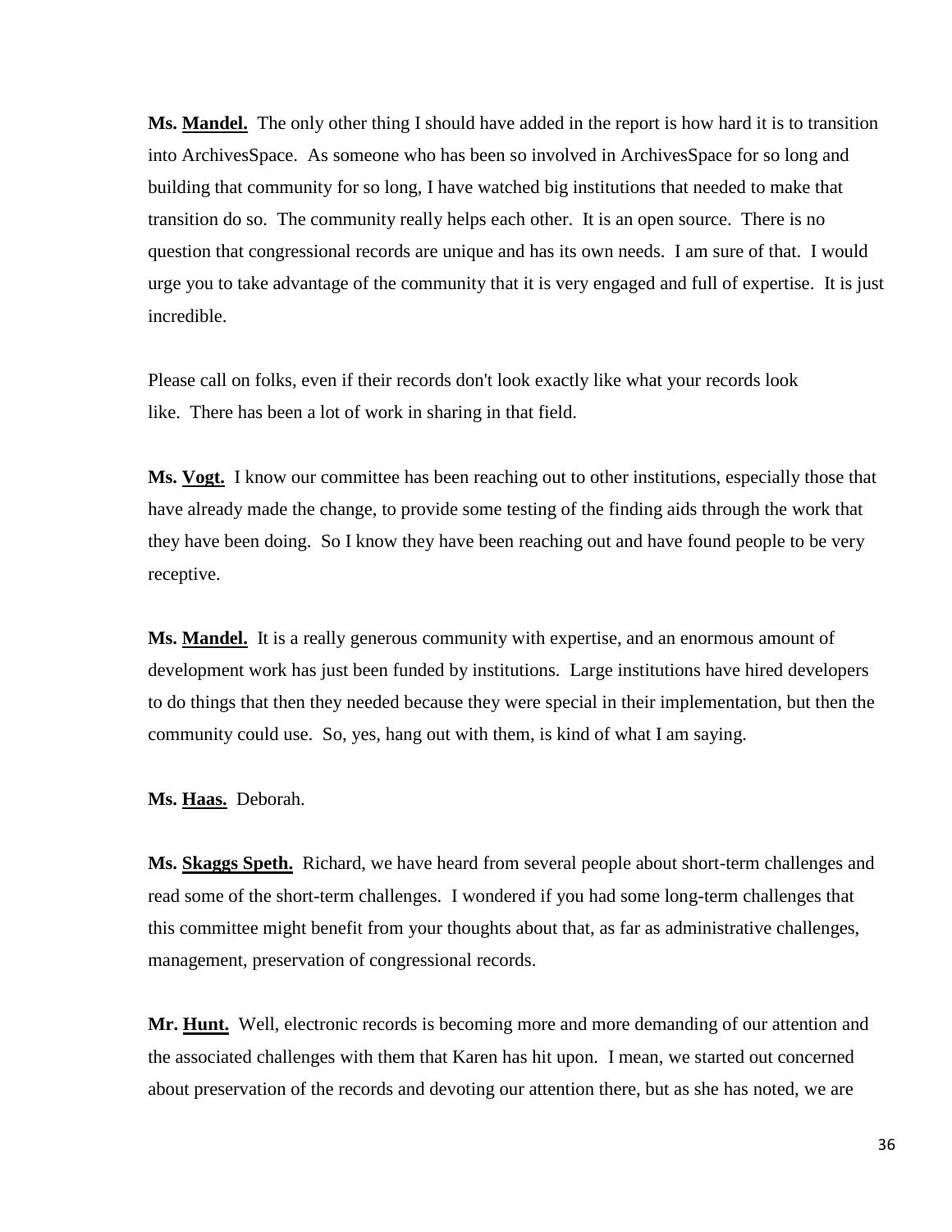**Ms. Mandel.** The only other thing I should have added in the report is how hard it is to transition into ArchivesSpace. As someone who has been so involved in ArchivesSpace for so long and building that community for so long, I have watched big institutions that needed to make that transition do so. The community really helps each other. It is an open source. There is no question that congressional records are unique and has its own needs. I am sure of that. I would urge you to take advantage of the community that it is very engaged and full of expertise. It is just incredible.

Please call on folks, even if their records don't look exactly like what your records look like. There has been a lot of work in sharing in that field.

**Ms. Vogt.** I know our committee has been reaching out to other institutions, especially those that have already made the change, to provide some testing of the finding aids through the work that they have been doing. So I know they have been reaching out and have found people to be very receptive.

**Ms. Mandel.** It is a really generous community with expertise, and an enormous amount of development work has just been funded by institutions. Large institutions have hired developers to do things that then they needed because they were special in their implementation, but then the community could use. So, yes, hang out with them, is kind of what I am saying.

**Ms. Haas.** Deborah.

**Ms. Skaggs Speth.** Richard, we have heard from several people about short-term challenges and read some of the short-term challenges. I wondered if you had some long-term challenges that this committee might benefit from your thoughts about that, as far as administrative challenges, management, preservation of congressional records.

**Mr. Hunt.** Well, electronic records is becoming more and more demanding of our attention and the associated challenges with them that Karen has hit upon. I mean, we started out concerned about preservation of the records and devoting our attention there, but as she has noted, we are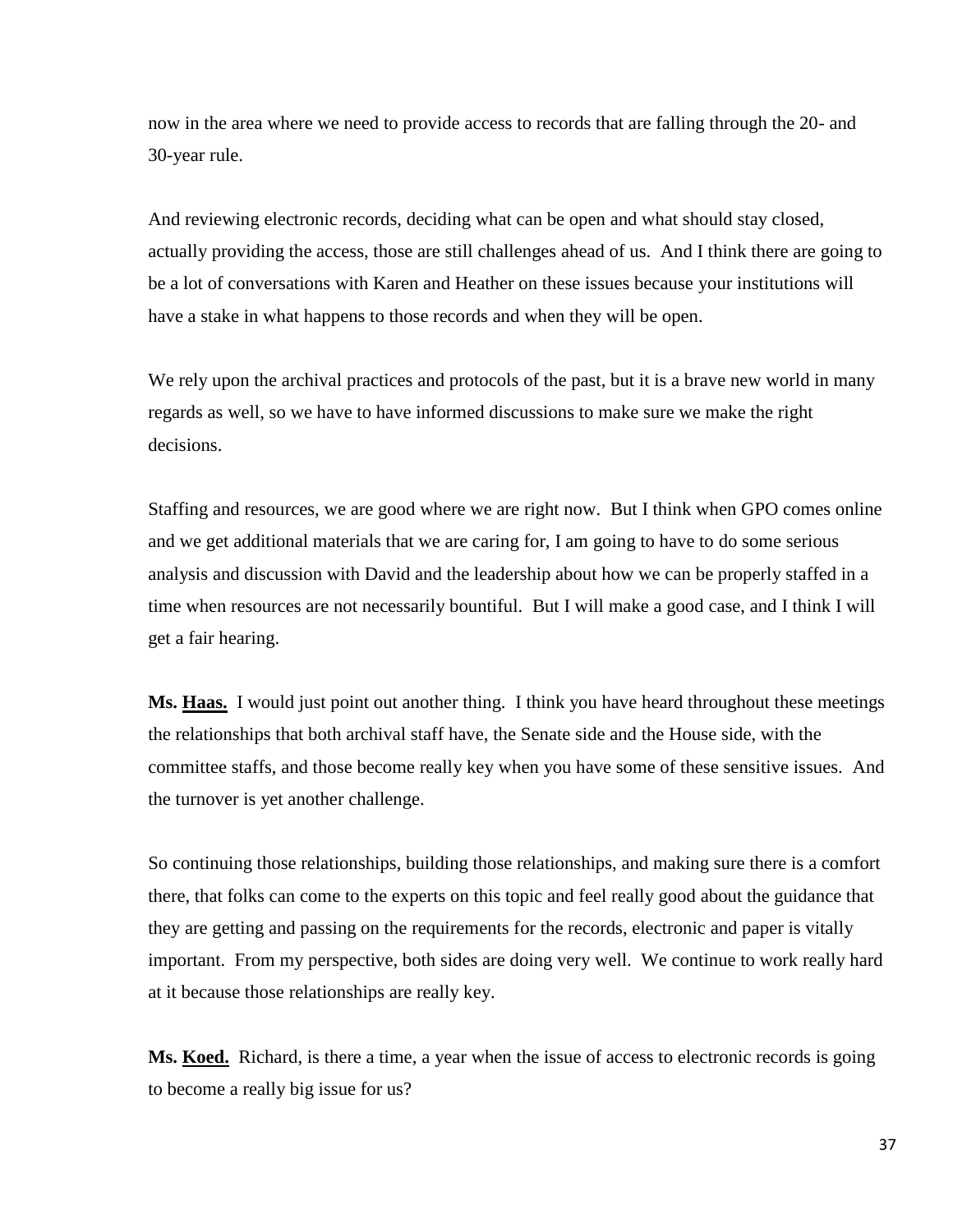now in the area where we need to provide access to records that are falling through the 20- and 30-year rule.

And reviewing electronic records, deciding what can be open and what should stay closed, actually providing the access, those are still challenges ahead of us. And I think there are going to be a lot of conversations with Karen and Heather on these issues because your institutions will have a stake in what happens to those records and when they will be open.

We rely upon the archival practices and protocols of the past, but it is a brave new world in many regards as well, so we have to have informed discussions to make sure we make the right decisions.

Staffing and resources, we are good where we are right now. But I think when GPO comes online and we get additional materials that we are caring for, I am going to have to do some serious analysis and discussion with David and the leadership about how we can be properly staffed in a time when resources are not necessarily bountiful. But I will make a good case, and I think I will get a fair hearing.

**Ms. Haas.** I would just point out another thing. I think you have heard throughout these meetings the relationships that both archival staff have, the Senate side and the House side, with the committee staffs, and those become really key when you have some of these sensitive issues. And the turnover is yet another challenge.

So continuing those relationships, building those relationships, and making sure there is a comfort there, that folks can come to the experts on this topic and feel really good about the guidance that they are getting and passing on the requirements for the records, electronic and paper is vitally important. From my perspective, both sides are doing very well. We continue to work really hard at it because those relationships are really key.

**Ms. Koed.** Richard, is there a time, a year when the issue of access to electronic records is going to become a really big issue for us?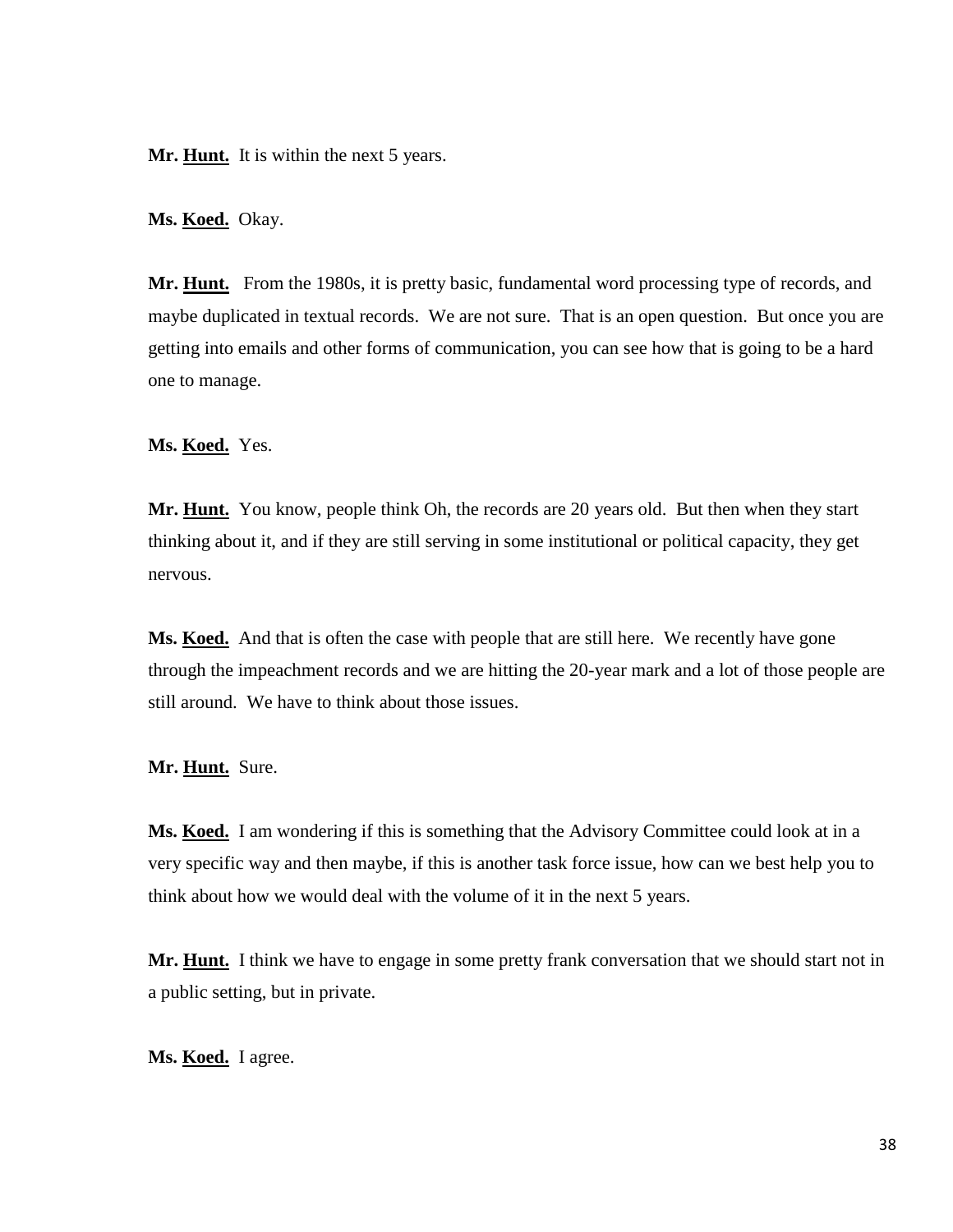**Mr. Hunt.** It is within the next 5 years.

**Ms. Koed.** Okay.

**Mr. Hunt.** From the 1980s, it is pretty basic, fundamental word processing type of records, and maybe duplicated in textual records. We are not sure. That is an open question. But once you are getting into emails and other forms of communication, you can see how that is going to be a hard one to manage.

**Ms. Koed.** Yes.

**Mr. Hunt.** You know, people think Oh, the records are 20 years old. But then when they start thinking about it, and if they are still serving in some institutional or political capacity, they get nervous.

**Ms. Koed.** And that is often the case with people that are still here. We recently have gone through the impeachment records and we are hitting the 20-year mark and a lot of those people are still around. We have to think about those issues.

**Mr. Hunt.** Sure.

**Ms. Koed.** I am wondering if this is something that the Advisory Committee could look at in a very specific way and then maybe, if this is another task force issue, how can we best help you to think about how we would deal with the volume of it in the next 5 years.

**Mr. Hunt.** I think we have to engage in some pretty frank conversation that we should start not in a public setting, but in private.

**Ms. Koed.** I agree.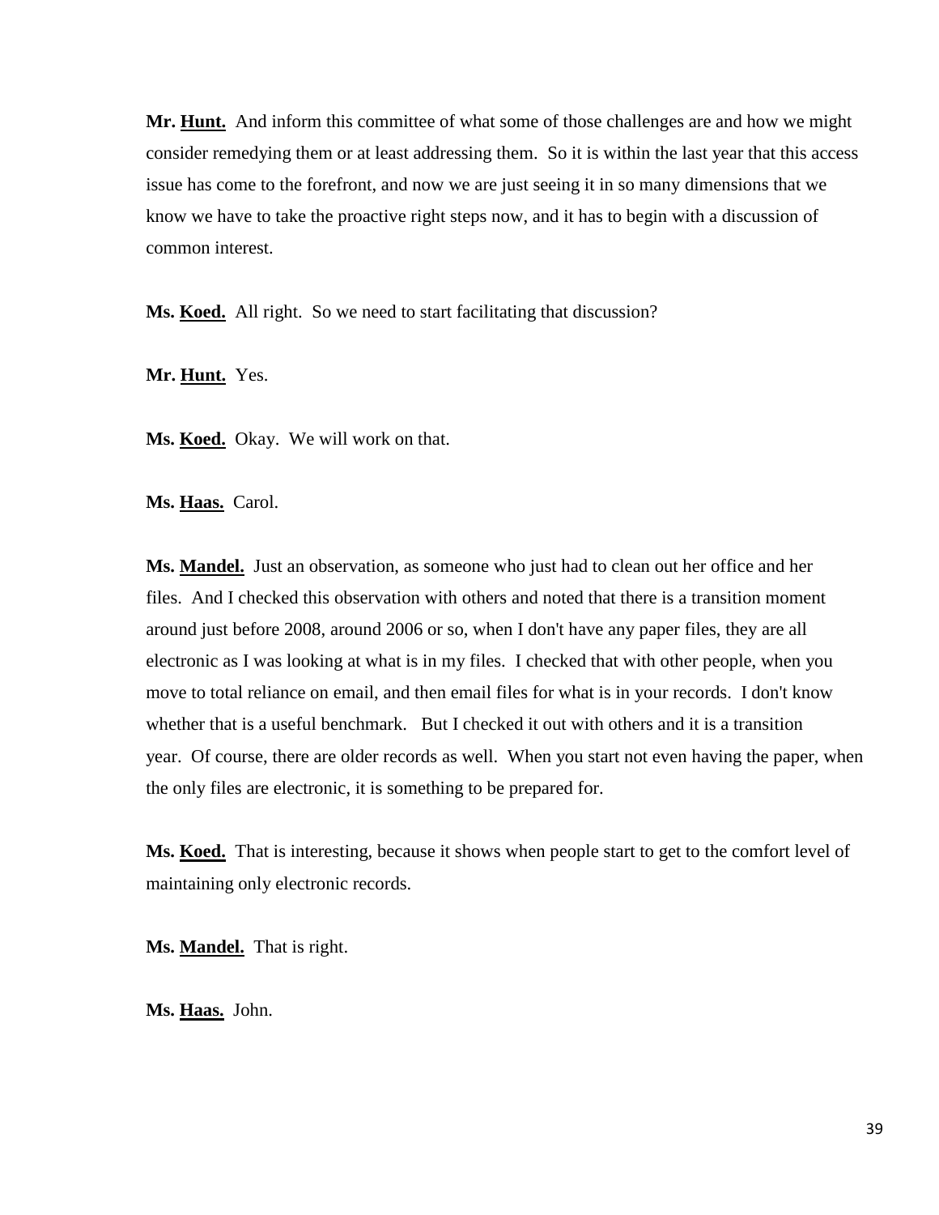**Mr. Hunt.** And inform this committee of what some of those challenges are and how we might consider remedying them or at least addressing them. So it is within the last year that this access issue has come to the forefront, and now we are just seeing it in so many dimensions that we know we have to take the proactive right steps now, and it has to begin with a discussion of common interest.

**Ms. Koed.** All right. So we need to start facilitating that discussion?

**Mr. Hunt.** Yes.

**Ms. Koed.** Okay. We will work on that.

**Ms. Haas.** Carol.

**Ms. Mandel.** Just an observation, as someone who just had to clean out her office and her files. And I checked this observation with others and noted that there is a transition moment around just before 2008, around 2006 or so, when I don't have any paper files, they are all electronic as I was looking at what is in my files. I checked that with other people, when you move to total reliance on email, and then email files for what is in your records. I don't know whether that is a useful benchmark. But I checked it out with others and it is a transition year. Of course, there are older records as well. When you start not even having the paper, when the only files are electronic, it is something to be prepared for.

**Ms. Koed.** That is interesting, because it shows when people start to get to the comfort level of maintaining only electronic records.

**Ms. Mandel.** That is right.

**Ms. Haas.** John.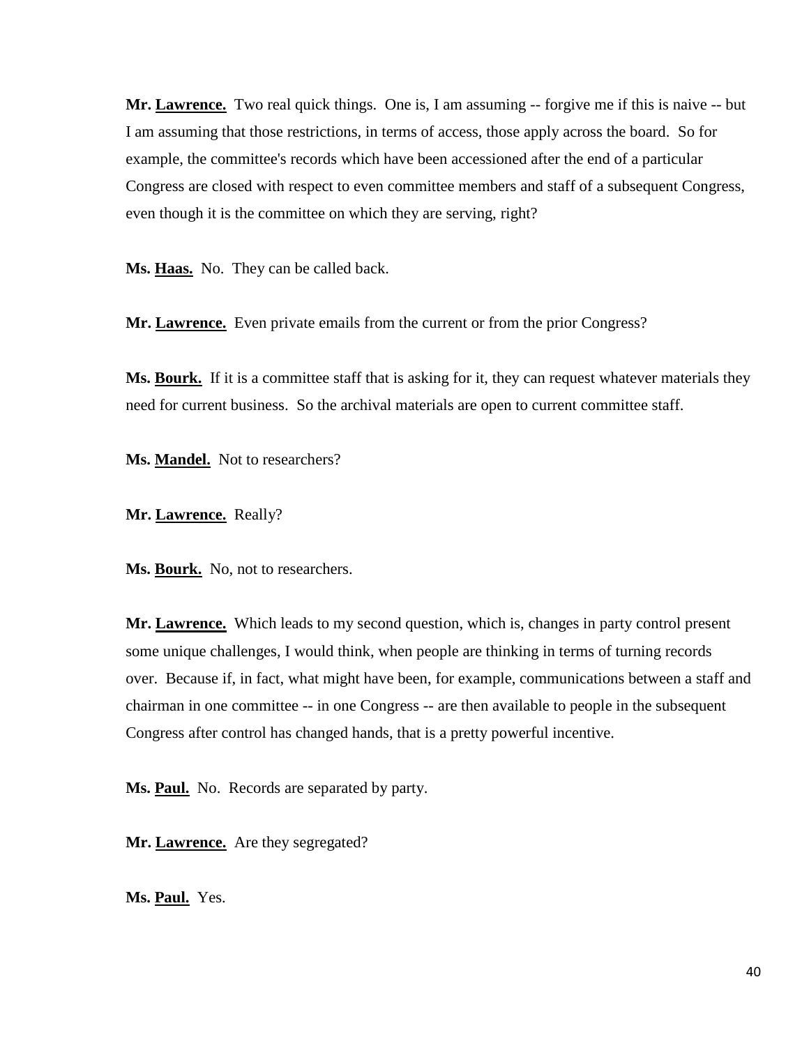**Mr. Lawrence.** Two real quick things. One is, I am assuming -- forgive me if this is naive -- but I am assuming that those restrictions, in terms of access, those apply across the board. So for example, the committee's records which have been accessioned after the end of a particular Congress are closed with respect to even committee members and staff of a subsequent Congress, even though it is the committee on which they are serving, right?

**Ms. Haas.** No. They can be called back.

**Mr. Lawrence.** Even private emails from the current or from the prior Congress?

**Ms. Bourk.** If it is a committee staff that is asking for it, they can request whatever materials they need for current business. So the archival materials are open to current committee staff.

**Ms. Mandel.** Not to researchers?

**Mr. Lawrence.** Really?

**Ms. Bourk.** No, not to researchers.

**Mr. Lawrence.** Which leads to my second question, which is, changes in party control present some unique challenges, I would think, when people are thinking in terms of turning records over. Because if, in fact, what might have been, for example, communications between a staff and chairman in one committee -- in one Congress -- are then available to people in the subsequent Congress after control has changed hands, that is a pretty powerful incentive.

**Ms. Paul.** No. Records are separated by party.

**Mr. Lawrence.** Are they segregated?

**Ms. Paul.** Yes.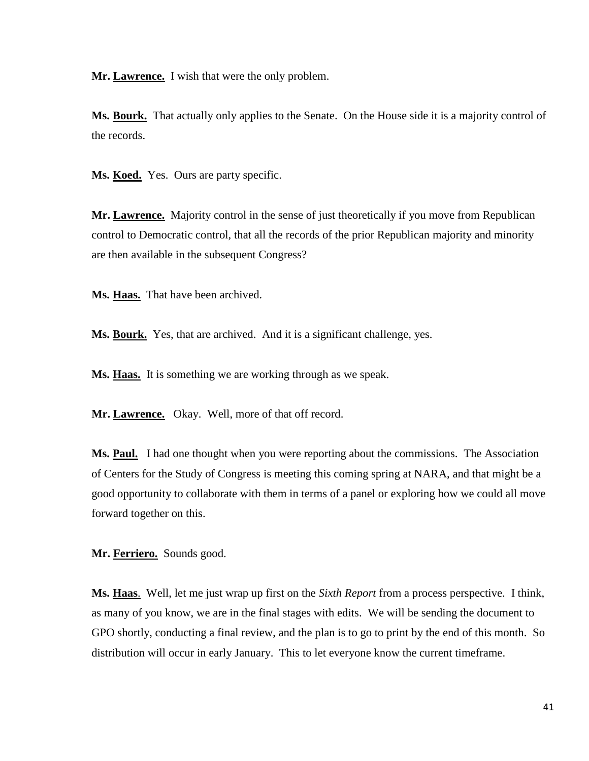**Mr. Lawrence.** I wish that were the only problem.

**Ms. Bourk.** That actually only applies to the Senate. On the House side it is a majority control of the records.

**Ms. Koed.** Yes. Ours are party specific.

**Mr. Lawrence.** Majority control in the sense of just theoretically if you move from Republican control to Democratic control, that all the records of the prior Republican majority and minority are then available in the subsequent Congress?

**Ms. Haas.** That have been archived.

**Ms. Bourk.** Yes, that are archived. And it is a significant challenge, yes.

**Ms. Haas.** It is something we are working through as we speak.

**Mr. Lawrence.** Okay. Well, more of that off record.

**Ms. Paul.** I had one thought when you were reporting about the commissions. The Association of Centers for the Study of Congress is meeting this coming spring at NARA, and that might be a good opportunity to collaborate with them in terms of a panel or exploring how we could all move forward together on this.

**Mr. Ferriero.** Sounds good.

**Ms. Haas**. Well, let me just wrap up first on the *Sixth Report* from a process perspective. I think, as many of you know, we are in the final stages with edits. We will be sending the document to GPO shortly, conducting a final review, and the plan is to go to print by the end of this month. So distribution will occur in early January. This to let everyone know the current timeframe.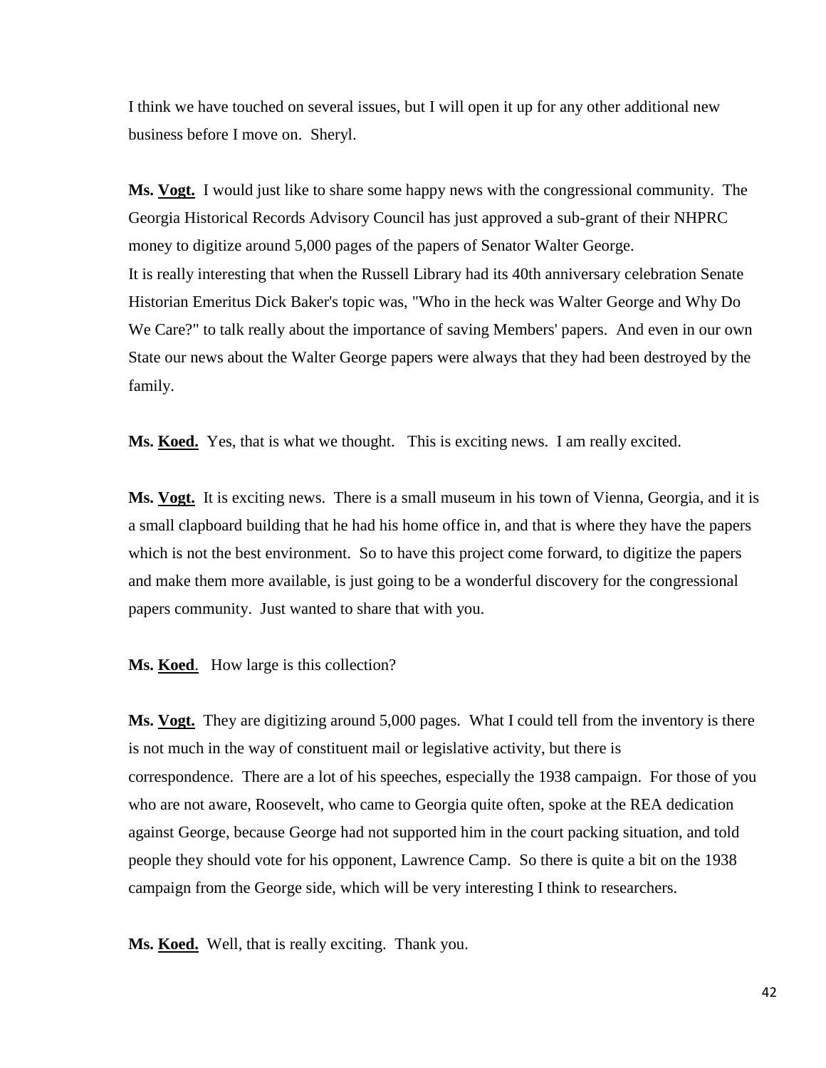I think we have touched on several issues, but I will open it up for any other additional new business before I move on. Sheryl.

**Ms. <u>Vogt.</u>** I would just like to share some happy news with the congressional community. The Georgia Historical Records Advisory Council has just approved a sub-grant of their NHPRC money to digitize around 5,000 pages of the papers of Senator Walter George.
It is really interesting that when the Russell Library had its 40th anniversary celebration Senate Historian Emeritus Dick Baker's topic was, "Who in the heck was Walter George and Why Do We Care?" to talk really about the importance of saving Members' papers. And even in our own State our news about the Walter George papers were always that they had been destroyed by the family.

**Ms. <u>Koed.</u>** Yes, that is what we thought. This is exciting news. I am really excited.

**Ms. <u>Vogt.</u>** It is exciting news. There is a small museum in his town of Vienna, Georgia, and it is a small clapboard building that he had his home office in, and that is where they have the papers which is not the best environment. So to have this project come forward, to digitize the papers and make them more available, is just going to be a wonderful discovery for the congressional papers community. Just wanted to share that with you.

**Ms. <u>Koed</u>**. How large is this collection?

**Ms. <u>Vogt.</u>** They are digitizing around 5,000 pages. What I could tell from the inventory is there is not much in the way of constituent mail or legislative activity, but there is correspondence. There are a lot of his speeches, especially the 1938 campaign. For those of you who are not aware, Roosevelt, who came to Georgia quite often, spoke at the REA dedication against George, because George had not supported him in the court packing situation, and told people they should vote for his opponent, Lawrence Camp. So there is quite a bit on the 1938 campaign from the George side, which will be very interesting I think to researchers.

**Ms. <u>Koed.</u>** Well, that is really exciting. Thank you.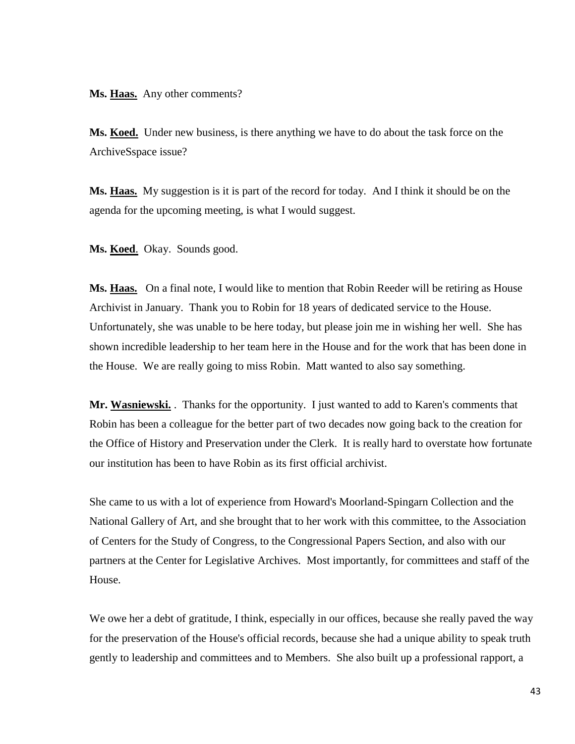**Ms. Haas.** Any other comments?

**Ms. Koed.** Under new business, is there anything we have to do about the task force on the ArchiveSspace issue?

**Ms. Haas.** My suggestion is it is part of the record for today. And I think it should be on the agenda for the upcoming meeting, is what I would suggest.

**Ms. Koed**. Okay. Sounds good.

**Ms. Haas.** On a final note, I would like to mention that Robin Reeder will be retiring as House Archivist in January. Thank you to Robin for 18 years of dedicated service to the House. Unfortunately, she was unable to be here today, but please join me in wishing her well. She has shown incredible leadership to her team here in the House and for the work that has been done in the House. We are really going to miss Robin. Matt wanted to also say something.

**Mr. Wasniewski.** . Thanks for the opportunity. I just wanted to add to Karen's comments that Robin has been a colleague for the better part of two decades now going back to the creation for the Office of History and Preservation under the Clerk. It is really hard to overstate how fortunate our institution has been to have Robin as its first official archivist.

She came to us with a lot of experience from Howard's Moorland-Spingarn Collection and the National Gallery of Art, and she brought that to her work with this committee, to the Association of Centers for the Study of Congress, to the Congressional Papers Section, and also with our partners at the Center for Legislative Archives. Most importantly, for committees and staff of the House.

We owe her a debt of gratitude, I think, especially in our offices, because she really paved the way for the preservation of the House's official records, because she had a unique ability to speak truth gently to leadership and committees and to Members. She also built up a professional rapport, a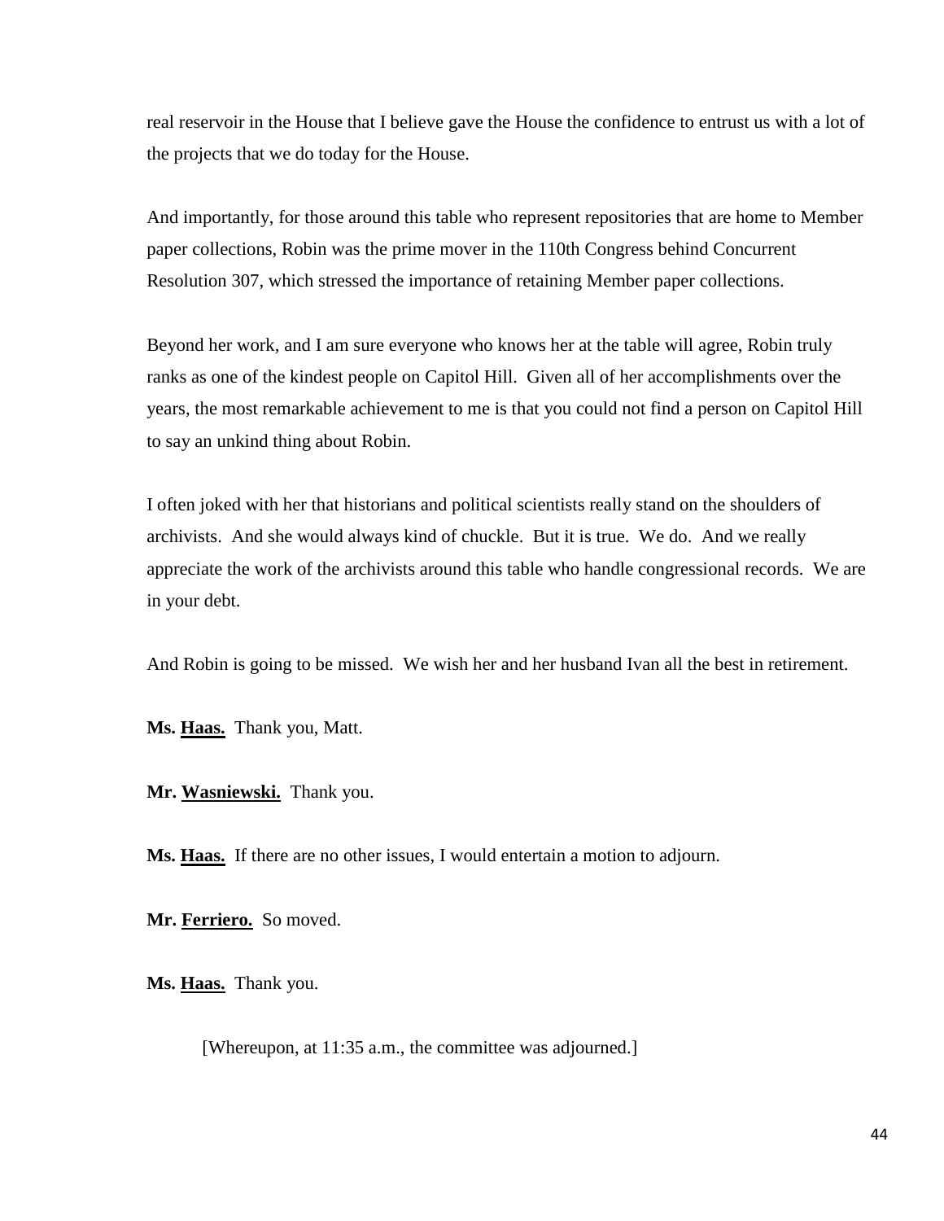real reservoir in the House that I believe gave the House the confidence to entrust us with a lot of the projects that we do today for the House.

And importantly, for those around this table who represent repositories that are home to Member paper collections, Robin was the prime mover in the 110th Congress behind Concurrent Resolution 307, which stressed the importance of retaining Member paper collections.

Beyond her work, and I am sure everyone who knows her at the table will agree, Robin truly ranks as one of the kindest people on Capitol Hill. Given all of her accomplishments over the years, the most remarkable achievement to me is that you could not find a person on Capitol Hill to say an unkind thing about Robin.

I often joked with her that historians and political scientists really stand on the shoulders of archivists. And she would always kind of chuckle. But it is true. We do. And we really appreciate the work of the archivists around this table who handle congressional records. We are in your debt.

And Robin is going to be missed. We wish her and her husband Ivan all the best in retirement.

**Ms. Haas.** Thank you, Matt.

**Mr. Wasniewski.** Thank you.

**Ms. Haas.** If there are no other issues, I would entertain a motion to adjourn.

**Mr. Ferriero.** So moved.

**Ms. Haas.** Thank you.

[Whereupon, at 11:35 a.m., the committee was adjourned.]